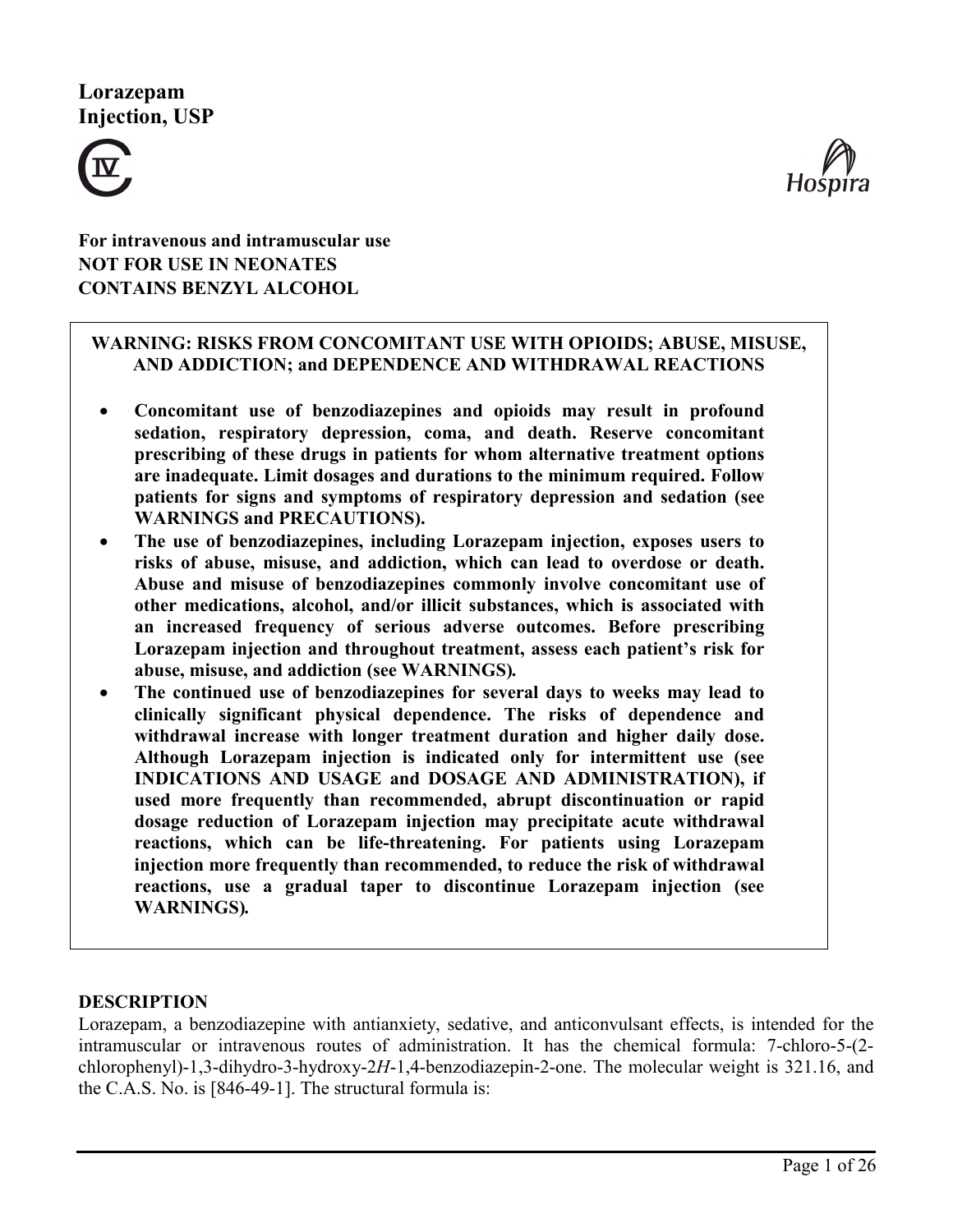# Lorazepam Injection, USP

CIV

Hospira

**For intravenous and intramuscular use**
**NOT FOR USE IN NEONATES**
**CONTAINS BENZYL ALCOHOL**

> **WARNING: RISKS FROM CONCOMITANT USE WITH OPIOIDS; ABUSE, MISUSE, AND ADDICTION; and DEPENDENCE AND WITHDRAWAL REACTIONS**
>
> - **Concomitant use of benzodiazepines and opioids may result in profound sedation, respiratory depression, coma, and death. Reserve concomitant prescribing of these drugs in patients for whom alternative treatment options are inadequate. Limit dosages and durations to the minimum required. Follow patients for signs and symptoms of respiratory depression and sedation (see WARNINGS and PRECAUTIONS).**
> - **The use of benzodiazepines, including Lorazepam injection, exposes users to risks of abuse, misuse, and addiction, which can lead to overdose or death. Abuse and misuse of benzodiazepines commonly involve concomitant use of other medications, alcohol, and/or illicit substances, which is associated with an increased frequency of serious adverse outcomes. Before prescribing Lorazepam injection and throughout treatment, assess each patient's risk for abuse, misuse, and addiction (see WARNINGS).**
> - **The continued use of benzodiazepines for several days to weeks may lead to clinically significant physical dependence. The risks of dependence and withdrawal increase with longer treatment duration and higher daily dose. Although Lorazepam injection is indicated only for intermittent use (see INDICATIONS AND USAGE and DOSAGE AND ADMINISTRATION), if used more frequently than recommended, abrupt discontinuation or rapid dosage reduction of Lorazepam injection may precipitate acute withdrawal reactions, which can be life-threatening. For patients using Lorazepam injection more frequently than recommended, to reduce the risk of withdrawal reactions, use a gradual taper to discontinue Lorazepam injection (see WARNINGS).**

## DESCRIPTION

Lorazepam, a benzodiazepine with antianxiety, sedative, and anticonvulsant effects, is intended for the intramuscular or intravenous routes of administration. It has the chemical formula: 7-chloro-5-(2-chlorophenyl)-1,3-dihydro-3-hydroxy-2*H*-1,4-benzodiazepin-2-one. The molecular weight is 321.16, and the C.A.S. No. is [846-49-1]. The structural formula is: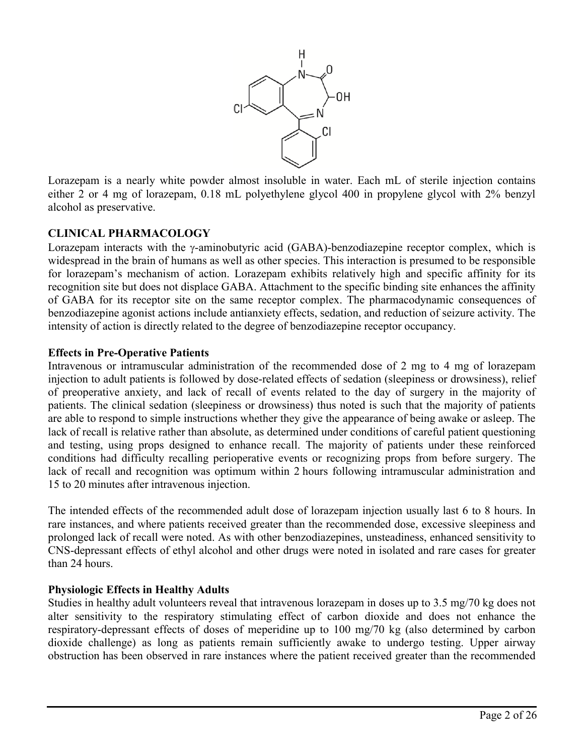Lorazepam is a nearly white powder almost insoluble in water. Each mL of sterile injection contains either 2 or 4 mg of lorazepam, 0.18 mL polyethylene glycol 400 in propylene glycol with 2% benzyl alcohol as preservative.

## CLINICAL PHARMACOLOGY

Lorazepam interacts with the γ-aminobutyric acid (GABA)-benzodiazepine receptor complex, which is widespread in the brain of humans as well as other species. This interaction is presumed to be responsible for lorazepam's mechanism of action. Lorazepam exhibits relatively high and specific affinity for its recognition site but does not displace GABA. Attachment to the specific binding site enhances the affinity of GABA for its receptor site on the same receptor complex. The pharmacodynamic consequences of benzodiazepine agonist actions include antianxiety effects, sedation, and reduction of seizure activity. The intensity of action is directly related to the degree of benzodiazepine receptor occupancy.

### Effects in Pre-Operative Patients

Intravenous or intramuscular administration of the recommended dose of 2 mg to 4 mg of lorazepam injection to adult patients is followed by dose-related effects of sedation (sleepiness or drowsiness), relief of preoperative anxiety, and lack of recall of events related to the day of surgery in the majority of patients. The clinical sedation (sleepiness or drowsiness) thus noted is such that the majority of patients are able to respond to simple instructions whether they give the appearance of being awake or asleep. The lack of recall is relative rather than absolute, as determined under conditions of careful patient questioning and testing, using props designed to enhance recall. The majority of patients under these reinforced conditions had difficulty recalling perioperative events or recognizing props from before surgery. The lack of recall and recognition was optimum within 2 hours following intramuscular administration and 15 to 20 minutes after intravenous injection.

The intended effects of the recommended adult dose of lorazepam injection usually last 6 to 8 hours. In rare instances, and where patients received greater than the recommended dose, excessive sleepiness and prolonged lack of recall were noted. As with other benzodiazepines, unsteadiness, enhanced sensitivity to CNS-depressant effects of ethyl alcohol and other drugs were noted in isolated and rare cases for greater than 24 hours.

### Physiologic Effects in Healthy Adults

Studies in healthy adult volunteers reveal that intravenous lorazepam in doses up to 3.5 mg/70 kg does not alter sensitivity to the respiratory stimulating effect of carbon dioxide and does not enhance the respiratory-depressant effects of doses of meperidine up to 100 mg/70 kg (also determined by carbon dioxide challenge) as long as patients remain sufficiently awake to undergo testing. Upper airway obstruction has been observed in rare instances where the patient received greater than the recommended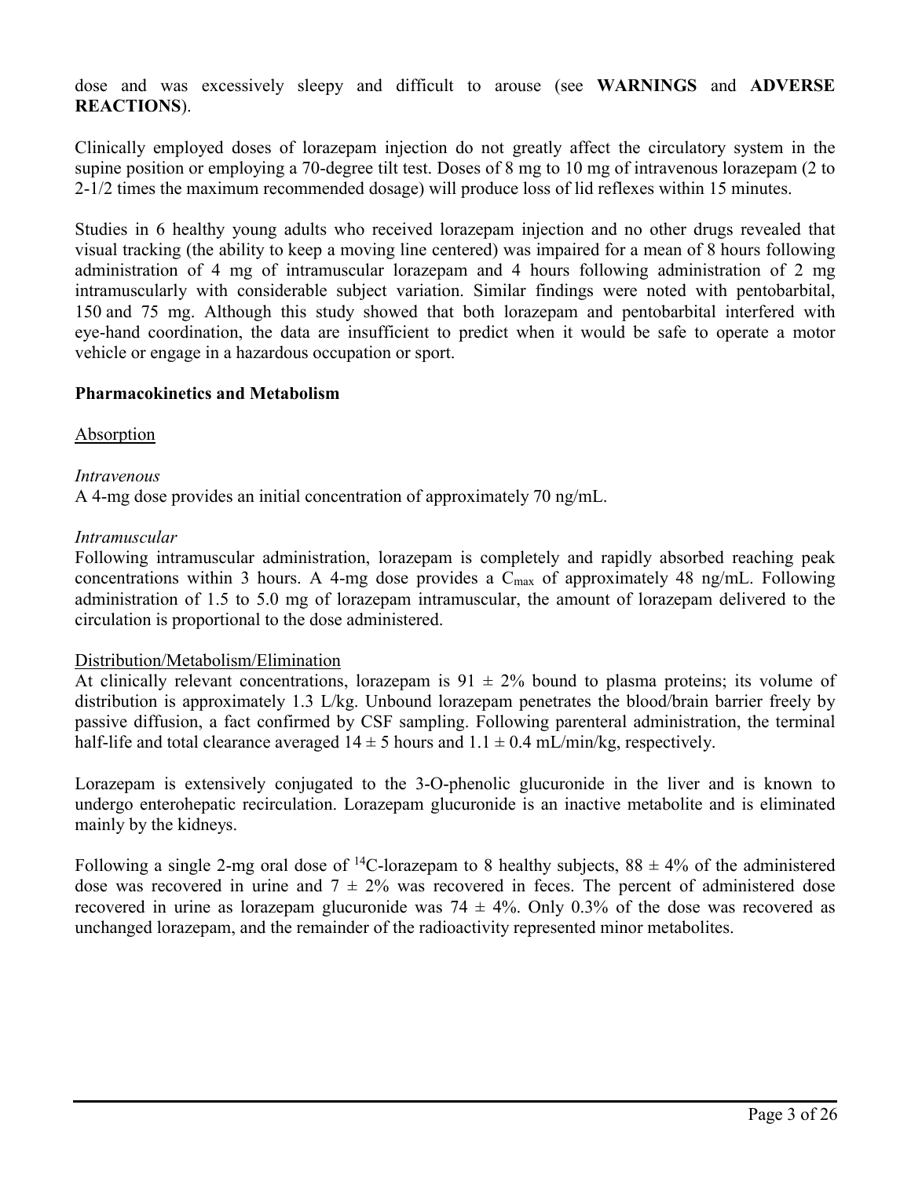dose and was excessively sleepy and difficult to arouse (see **WARNINGS** and **ADVERSE REACTIONS**).

Clinically employed doses of lorazepam injection do not greatly affect the circulatory system in the supine position or employing a 70-degree tilt test. Doses of 8 mg to 10 mg of intravenous lorazepam (2 to 2-1/2 times the maximum recommended dosage) will produce loss of lid reflexes within 15 minutes.

Studies in 6 healthy young adults who received lorazepam injection and no other drugs revealed that visual tracking (the ability to keep a moving line centered) was impaired for a mean of 8 hours following administration of 4 mg of intramuscular lorazepam and 4 hours following administration of 2 mg intramuscularly with considerable subject variation. Similar findings were noted with pentobarbital, 150 and 75 mg. Although this study showed that both lorazepam and pentobarbital interfered with eye-hand coordination, the data are insufficient to predict when it would be safe to operate a motor vehicle or engage in a hazardous occupation or sport.

**Pharmacokinetics and Metabolism**

Absorption

*Intravenous*

A 4-mg dose provides an initial concentration of approximately 70 ng/mL.

*Intramuscular*

Following intramuscular administration, lorazepam is completely and rapidly absorbed reaching peak concentrations within 3 hours. A 4-mg dose provides a $C_{max}$ of approximately 48 ng/mL. Following administration of 1.5 to 5.0 mg of lorazepam intramuscular, the amount of lorazepam delivered to the circulation is proportional to the dose administered.

Distribution/Metabolism/Elimination

At clinically relevant concentrations, lorazepam is $91 \pm 2\%$ bound to plasma proteins; its volume of distribution is approximately 1.3 L/kg. Unbound lorazepam penetrates the blood/brain barrier freely by passive diffusion, a fact confirmed by CSF sampling. Following parenteral administration, the terminal half-life and total clearance averaged $14 \pm 5$ hours and $1.1 \pm 0.4$ mL/min/kg, respectively.

Lorazepam is extensively conjugated to the 3-O-phenolic glucuronide in the liver and is known to undergo enterohepatic recirculation. Lorazepam glucuronide is an inactive metabolite and is eliminated mainly by the kidneys.

Following a single 2-mg oral dose of $^{14}$C-lorazepam to 8 healthy subjects, $88 \pm 4\%$ of the administered dose was recovered in urine and $7 \pm 2\%$ was recovered in feces. The percent of administered dose recovered in urine as lorazepam glucuronide was $74 \pm 4\%$. Only 0.3% of the dose was recovered as unchanged lorazepam, and the remainder of the radioactivity represented minor metabolites.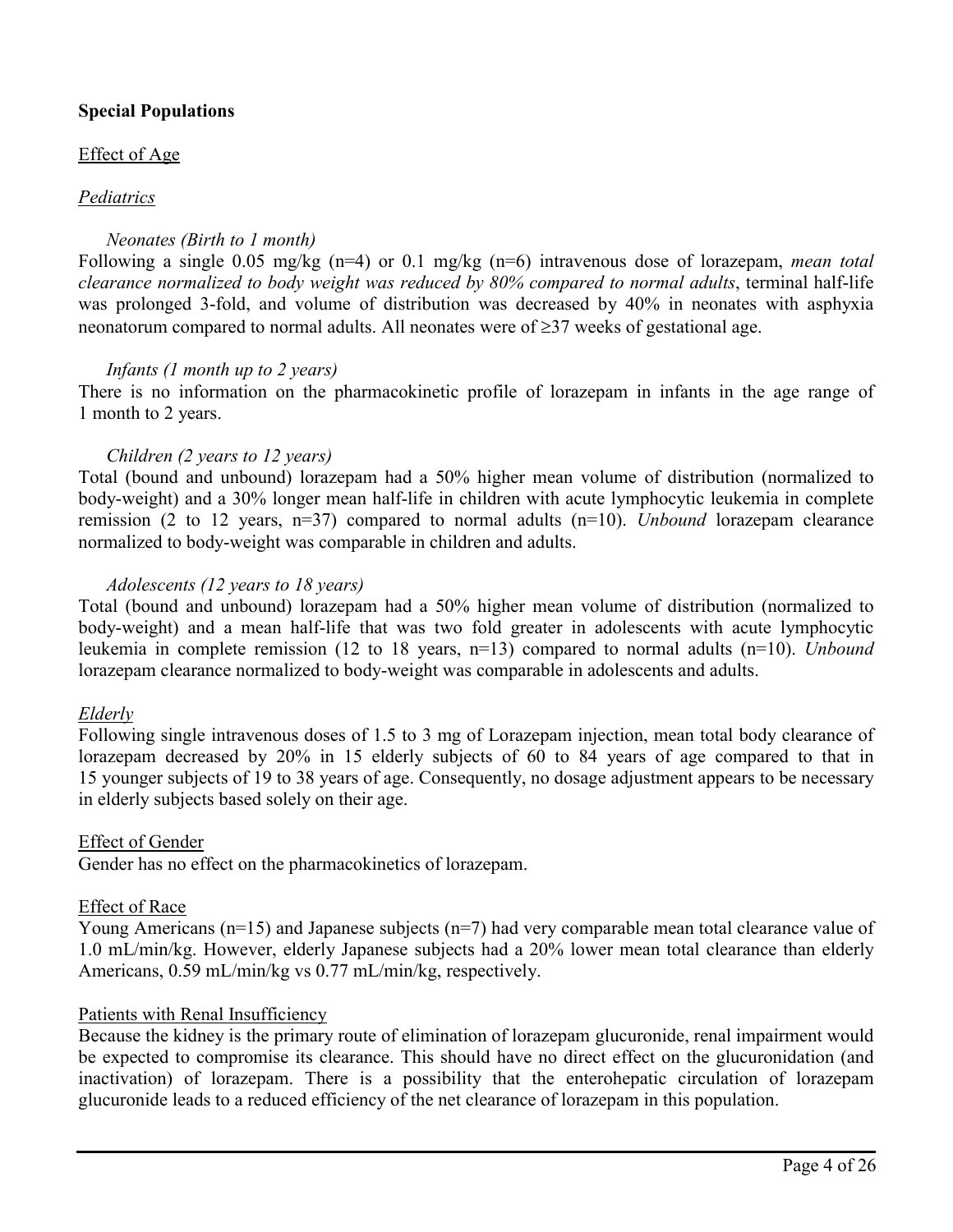## Special Populations

### Effect of Age

#### *Pediatrics*

*Neonates (Birth to 1 month)*

Following a single 0.05 mg/kg (n=4) or 0.1 mg/kg (n=6) intravenous dose of lorazepam, *mean total clearance normalized to body weight was reduced by 80% compared to normal adults*, terminal half-life was prolonged 3-fold, and volume of distribution was decreased by 40% in neonates with asphyxia neonatorum compared to normal adults. All neonates were of ≥37 weeks of gestational age.

*Infants (1 month up to 2 years)*

There is no information on the pharmacokinetic profile of lorazepam in infants in the age range of 1 month to 2 years.

*Children (2 years to 12 years)*

Total (bound and unbound) lorazepam had a 50% higher mean volume of distribution (normalized to body-weight) and a 30% longer mean half-life in children with acute lymphocytic leukemia in complete remission (2 to 12 years, n=37) compared to normal adults (n=10). *Unbound* lorazepam clearance normalized to body-weight was comparable in children and adults.

*Adolescents (12 years to 18 years)*

Total (bound and unbound) lorazepam had a 50% higher mean volume of distribution (normalized to body-weight) and a mean half-life that was two fold greater in adolescents with acute lymphocytic leukemia in complete remission (12 to 18 years, n=13) compared to normal adults (n=10). *Unbound* lorazepam clearance normalized to body-weight was comparable in adolescents and adults.

#### *Elderly*

Following single intravenous doses of 1.5 to 3 mg of Lorazepam injection, mean total body clearance of lorazepam decreased by 20% in 15 elderly subjects of 60 to 84 years of age compared to that in 15 younger subjects of 19 to 38 years of age. Consequently, no dosage adjustment appears to be necessary in elderly subjects based solely on their age.

### Effect of Gender

Gender has no effect on the pharmacokinetics of lorazepam.

### Effect of Race

Young Americans (n=15) and Japanese subjects (n=7) had very comparable mean total clearance value of 1.0 mL/min/kg. However, elderly Japanese subjects had a 20% lower mean total clearance than elderly Americans, 0.59 mL/min/kg vs 0.77 mL/min/kg, respectively.

### Patients with Renal Insufficiency

Because the kidney is the primary route of elimination of lorazepam glucuronide, renal impairment would be expected to compromise its clearance. This should have no direct effect on the glucuronidation (and inactivation) of lorazepam. There is a possibility that the enterohepatic circulation of lorazepam glucuronide leads to a reduced efficiency of the net clearance of lorazepam in this population.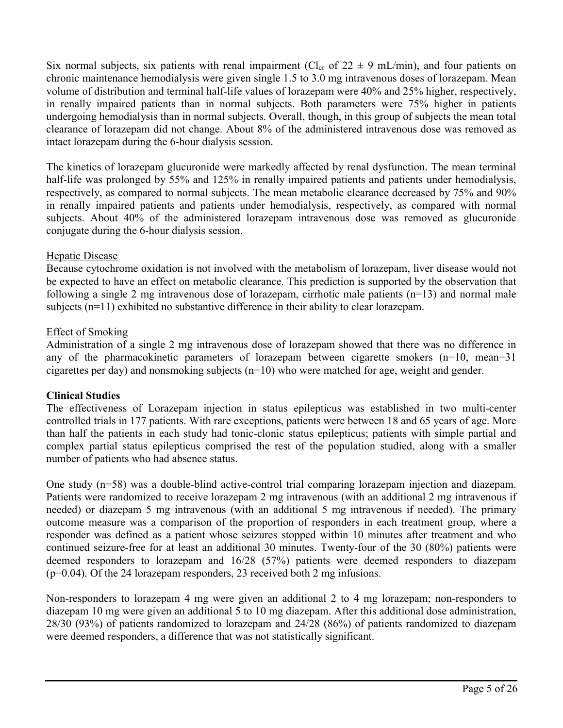Six normal subjects, six patients with renal impairment ($Cl_{cr}$ of 22 ± 9 mL/min), and four patients on chronic maintenance hemodialysis were given single 1.5 to 3.0 mg intravenous doses of lorazepam. Mean volume of distribution and terminal half-life values of lorazepam were 40% and 25% higher, respectively, in renally impaired patients than in normal subjects. Both parameters were 75% higher in patients undergoing hemodialysis than in normal subjects. Overall, though, in this group of subjects the mean total clearance of lorazepam did not change. About 8% of the administered intravenous dose was removed as intact lorazepam during the 6-hour dialysis session.

The kinetics of lorazepam glucuronide were markedly affected by renal dysfunction. The mean terminal half-life was prolonged by 55% and 125% in renally impaired patients and patients under hemodialysis, respectively, as compared to normal subjects. The mean metabolic clearance decreased by 75% and 90% in renally impaired patients and patients under hemodialysis, respectively, as compared with normal subjects. About 40% of the administered lorazepam intravenous dose was removed as glucuronide conjugate during the 6-hour dialysis session.

Hepatic Disease

Because cytochrome oxidation is not involved with the metabolism of lorazepam, liver disease would not be expected to have an effect on metabolic clearance. This prediction is supported by the observation that following a single 2 mg intravenous dose of lorazepam, cirrhotic male patients (n=13) and normal male subjects (n=11) exhibited no substantive difference in their ability to clear lorazepam.

Effect of Smoking

Administration of a single 2 mg intravenous dose of lorazepam showed that there was no difference in any of the pharmacokinetic parameters of lorazepam between cigarette smokers (n=10, mean=31 cigarettes per day) and nonsmoking subjects (n=10) who were matched for age, weight and gender.

**Clinical Studies**

The effectiveness of Lorazepam injection in status epilepticus was established in two multi-center controlled trials in 177 patients. With rare exceptions, patients were between 18 and 65 years of age. More than half the patients in each study had tonic-clonic status epilepticus; patients with simple partial and complex partial status epilepticus comprised the rest of the population studied, along with a smaller number of patients who had absence status.

One study (n=58) was a double-blind active-control trial comparing lorazepam injection and diazepam. Patients were randomized to receive lorazepam 2 mg intravenous (with an additional 2 mg intravenous if needed) or diazepam 5 mg intravenous (with an additional 5 mg intravenous if needed). The primary outcome measure was a comparison of the proportion of responders in each treatment group, where a responder was defined as a patient whose seizures stopped within 10 minutes after treatment and who continued seizure-free for at least an additional 30 minutes. Twenty-four of the 30 (80%) patients were deemed responders to lorazepam and 16/28 (57%) patients were deemed responders to diazepam (p=0.04). Of the 24 lorazepam responders, 23 received both 2 mg infusions.

Non-responders to lorazepam 4 mg were given an additional 2 to 4 mg lorazepam; non-responders to diazepam 10 mg were given an additional 5 to 10 mg diazepam. After this additional dose administration, 28/30 (93%) of patients randomized to lorazepam and 24/28 (86%) of patients randomized to diazepam were deemed responders, a difference that was not statistically significant.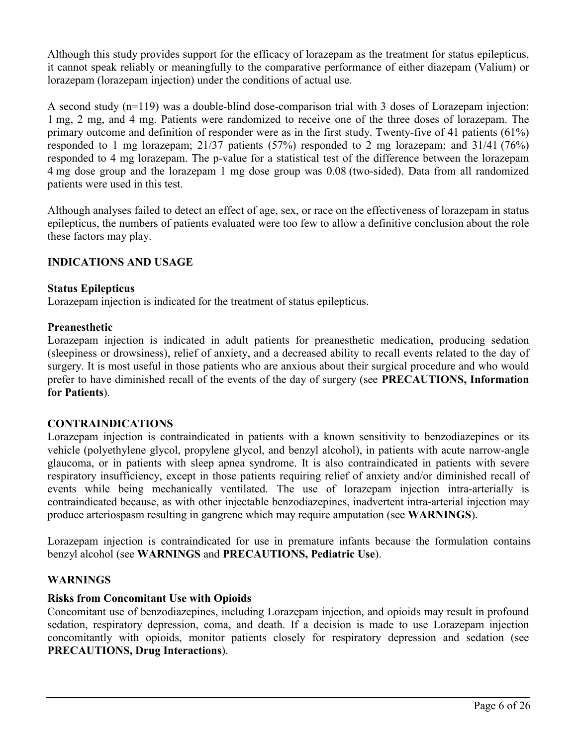Although this study provides support for the efficacy of lorazepam as the treatment for status epilepticus, it cannot speak reliably or meaningfully to the comparative performance of either diazepam (Valium) or lorazepam (lorazepam injection) under the conditions of actual use.

A second study (n=119) was a double-blind dose-comparison trial with 3 doses of Lorazepam injection: 1 mg, 2 mg, and 4 mg. Patients were randomized to receive one of the three doses of lorazepam. The primary outcome and definition of responder were as in the first study. Twenty-five of 41 patients (61%) responded to 1 mg lorazepam; 21/37 patients (57%) responded to 2 mg lorazepam; and 31/41 (76%) responded to 4 mg lorazepam. The p-value for a statistical test of the difference between the lorazepam 4 mg dose group and the lorazepam 1 mg dose group was 0.08 (two-sided). Data from all randomized patients were used in this test.

Although analyses failed to detect an effect of age, sex, or race on the effectiveness of lorazepam in status epilepticus, the numbers of patients evaluated were too few to allow a definitive conclusion about the role these factors may play.

## INDICATIONS AND USAGE

### Status Epilepticus

Lorazepam injection is indicated for the treatment of status epilepticus.

### Preanesthetic

Lorazepam injection is indicated in adult patients for preanesthetic medication, producing sedation (sleepiness or drowsiness), relief of anxiety, and a decreased ability to recall events related to the day of surgery. It is most useful in those patients who are anxious about their surgical procedure and who would prefer to have diminished recall of the events of the day of surgery (see **PRECAUTIONS, Information for Patients**).

## CONTRAINDICATIONS

Lorazepam injection is contraindicated in patients with a known sensitivity to benzodiazepines or its vehicle (polyethylene glycol, propylene glycol, and benzyl alcohol), in patients with acute narrow-angle glaucoma, or in patients with sleep apnea syndrome. It is also contraindicated in patients with severe respiratory insufficiency, except in those patients requiring relief of anxiety and/or diminished recall of events while being mechanically ventilated. The use of lorazepam injection intra-arterially is contraindicated because, as with other injectable benzodiazepines, inadvertent intra-arterial injection may produce arteriospasm resulting in gangrene which may require amputation (see **WARNINGS**).

Lorazepam injection is contraindicated for use in premature infants because the formulation contains benzyl alcohol (see **WARNINGS** and **PRECAUTIONS, Pediatric Use**).

## WARNINGS

### Risks from Concomitant Use with Opioids

Concomitant use of benzodiazepines, including Lorazepam injection, and opioids may result in profound sedation, respiratory depression, coma, and death. If a decision is made to use Lorazepam injection concomitantly with opioids, monitor patients closely for respiratory depression and sedation (see **PRECAUTIONS, Drug Interactions**).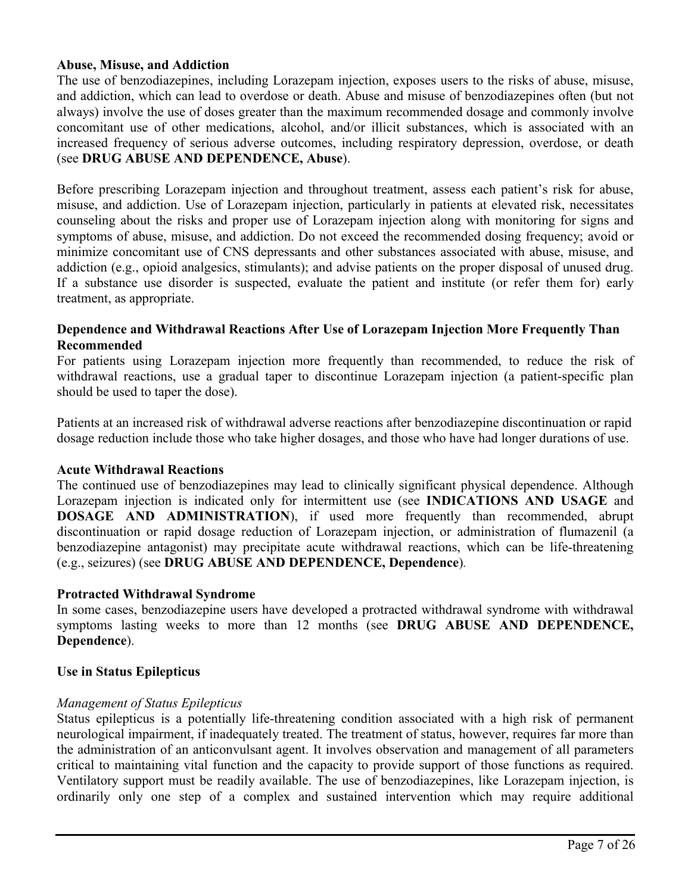**Abuse, Misuse, and Addiction**

The use of benzodiazepines, including Lorazepam injection, exposes users to the risks of abuse, misuse, and addiction, which can lead to overdose or death. Abuse and misuse of benzodiazepines often (but not always) involve the use of doses greater than the maximum recommended dosage and commonly involve concomitant use of other medications, alcohol, and/or illicit substances, which is associated with an increased frequency of serious adverse outcomes, including respiratory depression, overdose, or death (see **DRUG ABUSE AND DEPENDENCE, Abuse**).

Before prescribing Lorazepam injection and throughout treatment, assess each patient's risk for abuse, misuse, and addiction. Use of Lorazepam injection, particularly in patients at elevated risk, necessitates counseling about the risks and proper use of Lorazepam injection along with monitoring for signs and symptoms of abuse, misuse, and addiction. Do not exceed the recommended dosing frequency; avoid or minimize concomitant use of CNS depressants and other substances associated with abuse, misuse, and addiction (e.g., opioid analgesics, stimulants); and advise patients on the proper disposal of unused drug. If a substance use disorder is suspected, evaluate the patient and institute (or refer them for) early treatment, as appropriate.

**Dependence and Withdrawal Reactions After Use of Lorazepam Injection More Frequently Than Recommended**

For patients using Lorazepam injection more frequently than recommended, to reduce the risk of withdrawal reactions, use a gradual taper to discontinue Lorazepam injection (a patient-specific plan should be used to taper the dose).

Patients at an increased risk of withdrawal adverse reactions after benzodiazepine discontinuation or rapid dosage reduction include those who take higher dosages, and those who have had longer durations of use.

**Acute Withdrawal Reactions**

The continued use of benzodiazepines may lead to clinically significant physical dependence. Although Lorazepam injection is indicated only for intermittent use (see **INDICATIONS AND USAGE** and **DOSAGE AND ADMINISTRATION**), if used more frequently than recommended, abrupt discontinuation or rapid dosage reduction of Lorazepam injection, or administration of flumazenil (a benzodiazepine antagonist) may precipitate acute withdrawal reactions, which can be life-threatening (e.g., seizures) (see **DRUG ABUSE AND DEPENDENCE, Dependence**).

**Protracted Withdrawal Syndrome**

In some cases, benzodiazepine users have developed a protracted withdrawal syndrome with withdrawal symptoms lasting weeks to more than 12 months (see **DRUG ABUSE AND DEPENDENCE, Dependence**).

**Use in Status Epilepticus**

*Management of Status Epilepticus*

Status epilepticus is a potentially life-threatening condition associated with a high risk of permanent neurological impairment, if inadequately treated. The treatment of status, however, requires far more than the administration of an anticonvulsant agent. It involves observation and management of all parameters critical to maintaining vital function and the capacity to provide support of those functions as required. Ventilatory support must be readily available. The use of benzodiazepines, like Lorazepam injection, is ordinarily only one step of a complex and sustained intervention which may require additional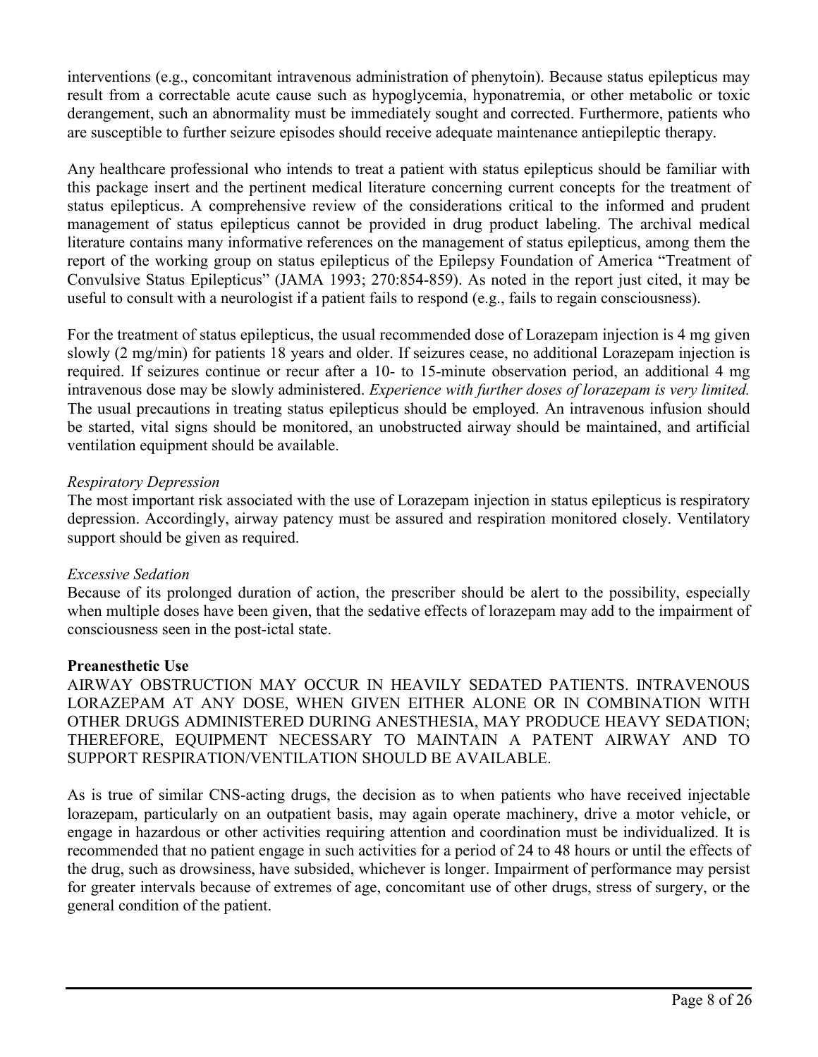interventions (e.g., concomitant intravenous administration of phenytoin). Because status epilepticus may result from a correctable acute cause such as hypoglycemia, hyponatremia, or other metabolic or toxic derangement, such an abnormality must be immediately sought and corrected. Furthermore, patients who are susceptible to further seizure episodes should receive adequate maintenance antiepileptic therapy.

Any healthcare professional who intends to treat a patient with status epilepticus should be familiar with this package insert and the pertinent medical literature concerning current concepts for the treatment of status epilepticus. A comprehensive review of the considerations critical to the informed and prudent management of status epilepticus cannot be provided in drug product labeling. The archival medical literature contains many informative references on the management of status epilepticus, among them the report of the working group on status epilepticus of the Epilepsy Foundation of America "Treatment of Convulsive Status Epilepticus" (JAMA 1993; 270:854-859). As noted in the report just cited, it may be useful to consult with a neurologist if a patient fails to respond (e.g., fails to regain consciousness).

For the treatment of status epilepticus, the usual recommended dose of Lorazepam injection is 4 mg given slowly (2 mg/min) for patients 18 years and older. If seizures cease, no additional Lorazepam injection is required. If seizures continue or recur after a 10- to 15-minute observation period, an additional 4 mg intravenous dose may be slowly administered. *Experience with further doses of lorazepam is very limited.* The usual precautions in treating status epilepticus should be employed. An intravenous infusion should be started, vital signs should be monitored, an unobstructed airway should be maintained, and artificial ventilation equipment should be available.

*Respiratory Depression*

The most important risk associated with the use of Lorazepam injection in status epilepticus is respiratory depression. Accordingly, airway patency must be assured and respiration monitored closely. Ventilatory support should be given as required.

*Excessive Sedation*

Because of its prolonged duration of action, the prescriber should be alert to the possibility, especially when multiple doses have been given, that the sedative effects of lorazepam may add to the impairment of consciousness seen in the post-ictal state.

**Preanesthetic Use**

AIRWAY OBSTRUCTION MAY OCCUR IN HEAVILY SEDATED PATIENTS. INTRAVENOUS LORAZEPAM AT ANY DOSE, WHEN GIVEN EITHER ALONE OR IN COMBINATION WITH OTHER DRUGS ADMINISTERED DURING ANESTHESIA, MAY PRODUCE HEAVY SEDATION; THEREFORE, EQUIPMENT NECESSARY TO MAINTAIN A PATENT AIRWAY AND TO SUPPORT RESPIRATION/VENTILATION SHOULD BE AVAILABLE.

As is true of similar CNS-acting drugs, the decision as to when patients who have received injectable lorazepam, particularly on an outpatient basis, may again operate machinery, drive a motor vehicle, or engage in hazardous or other activities requiring attention and coordination must be individualized. It is recommended that no patient engage in such activities for a period of 24 to 48 hours or until the effects of the drug, such as drowsiness, have subsided, whichever is longer. Impairment of performance may persist for greater intervals because of extremes of age, concomitant use of other drugs, stress of surgery, or the general condition of the patient.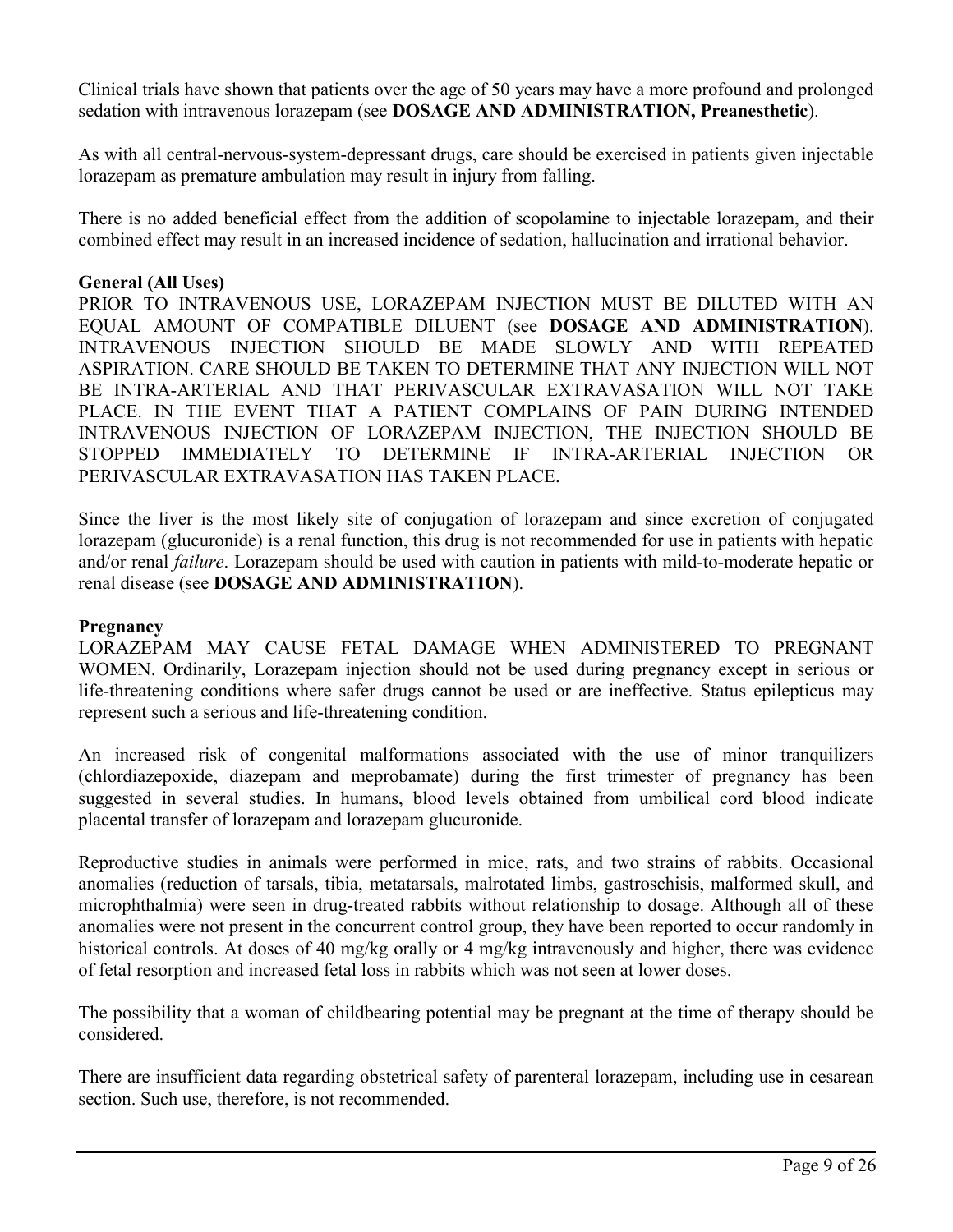Clinical trials have shown that patients over the age of 50 years may have a more profound and prolonged sedation with intravenous lorazepam (see **DOSAGE AND ADMINISTRATION, Preanesthetic**).

As with all central-nervous-system-depressant drugs, care should be exercised in patients given injectable lorazepam as premature ambulation may result in injury from falling.

There is no added beneficial effect from the addition of scopolamine to injectable lorazepam, and their combined effect may result in an increased incidence of sedation, hallucination and irrational behavior.

**General (All Uses)**

PRIOR TO INTRAVENOUS USE, LORAZEPAM INJECTION MUST BE DILUTED WITH AN EQUAL AMOUNT OF COMPATIBLE DILUENT (see **DOSAGE AND ADMINISTRATION**). INTRAVENOUS INJECTION SHOULD BE MADE SLOWLY AND WITH REPEATED ASPIRATION. CARE SHOULD BE TAKEN TO DETERMINE THAT ANY INJECTION WILL NOT BE INTRA-ARTERIAL AND THAT PERIVASCULAR EXTRAVASATION WILL NOT TAKE PLACE. IN THE EVENT THAT A PATIENT COMPLAINS OF PAIN DURING INTENDED INTRAVENOUS INJECTION OF LORAZEPAM INJECTION, THE INJECTION SHOULD BE STOPPED IMMEDIATELY TO DETERMINE IF INTRA-ARTERIAL INJECTION OR PERIVASCULAR EXTRAVASATION HAS TAKEN PLACE.

Since the liver is the most likely site of conjugation of lorazepam and since excretion of conjugated lorazepam (glucuronide) is a renal function, this drug is not recommended for use in patients with hepatic and/or renal *failure*. Lorazepam should be used with caution in patients with mild-to-moderate hepatic or renal disease (see **DOSAGE AND ADMINISTRATION**).

**Pregnancy**

LORAZEPAM MAY CAUSE FETAL DAMAGE WHEN ADMINISTERED TO PREGNANT WOMEN. Ordinarily, Lorazepam injection should not be used during pregnancy except in serious or life-threatening conditions where safer drugs cannot be used or are ineffective. Status epilepticus may represent such a serious and life-threatening condition.

An increased risk of congenital malformations associated with the use of minor tranquilizers (chlordiazepoxide, diazepam and meprobamate) during the first trimester of pregnancy has been suggested in several studies. In humans, blood levels obtained from umbilical cord blood indicate placental transfer of lorazepam and lorazepam glucuronide.

Reproductive studies in animals were performed in mice, rats, and two strains of rabbits. Occasional anomalies (reduction of tarsals, tibia, metatarsals, malrotated limbs, gastroschisis, malformed skull, and microphthalmia) were seen in drug-treated rabbits without relationship to dosage. Although all of these anomalies were not present in the concurrent control group, they have been reported to occur randomly in historical controls. At doses of 40 mg/kg orally or 4 mg/kg intravenously and higher, there was evidence of fetal resorption and increased fetal loss in rabbits which was not seen at lower doses.

The possibility that a woman of childbearing potential may be pregnant at the time of therapy should be considered.

There are insufficient data regarding obstetrical safety of parenteral lorazepam, including use in cesarean section. Such use, therefore, is not recommended.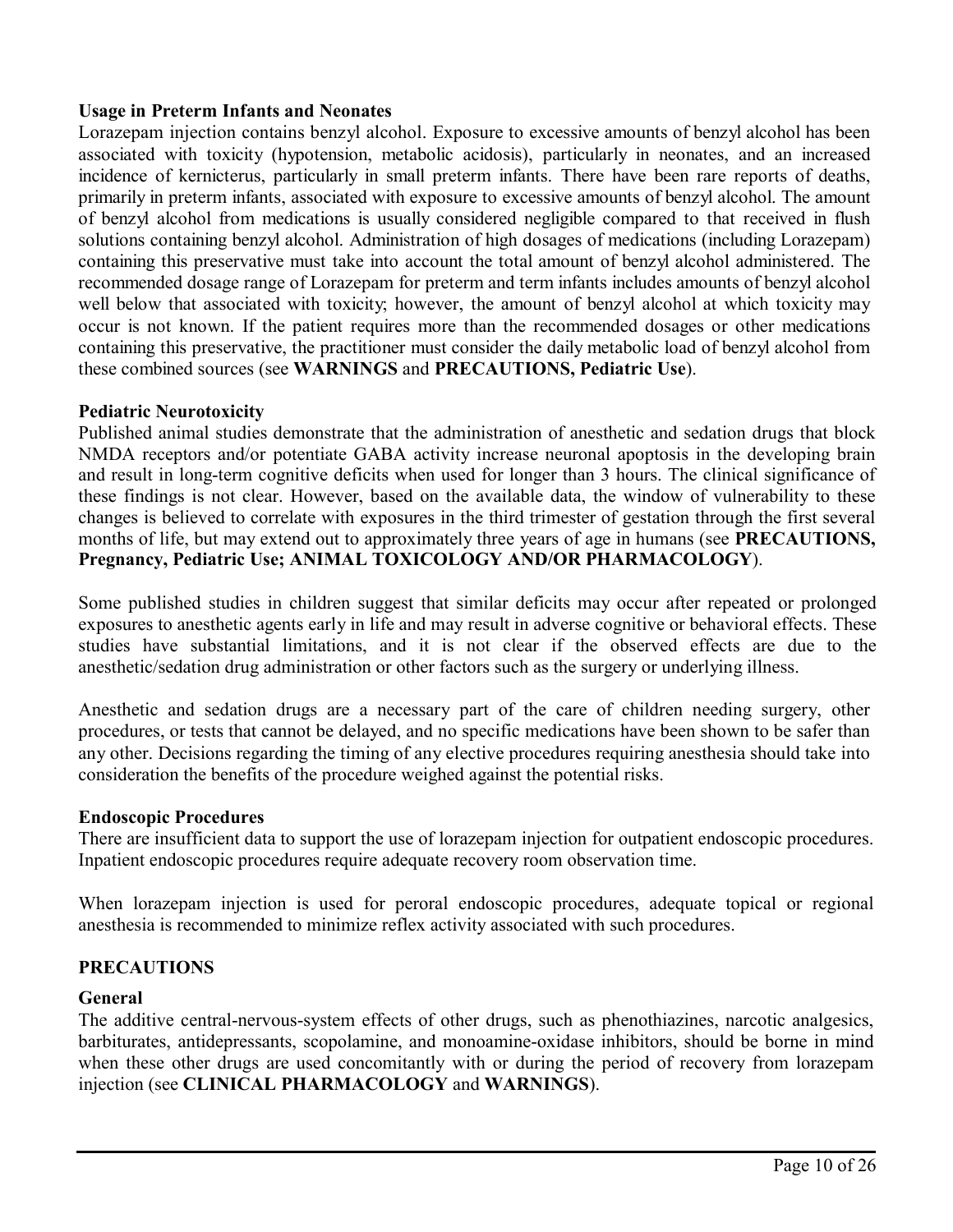**Usage in Preterm Infants and Neonates**

Lorazepam injection contains benzyl alcohol. Exposure to excessive amounts of benzyl alcohol has been associated with toxicity (hypotension, metabolic acidosis), particularly in neonates, and an increased incidence of kernicterus, particularly in small preterm infants. There have been rare reports of deaths, primarily in preterm infants, associated with exposure to excessive amounts of benzyl alcohol. The amount of benzyl alcohol from medications is usually considered negligible compared to that received in flush solutions containing benzyl alcohol. Administration of high dosages of medications (including Lorazepam) containing this preservative must take into account the total amount of benzyl alcohol administered. The recommended dosage range of Lorazepam for preterm and term infants includes amounts of benzyl alcohol well below that associated with toxicity; however, the amount of benzyl alcohol at which toxicity may occur is not known. If the patient requires more than the recommended dosages or other medications containing this preservative, the practitioner must consider the daily metabolic load of benzyl alcohol from these combined sources (see **WARNINGS** and **PRECAUTIONS, Pediatric Use**).

**Pediatric Neurotoxicity**

Published animal studies demonstrate that the administration of anesthetic and sedation drugs that block NMDA receptors and/or potentiate GABA activity increase neuronal apoptosis in the developing brain and result in long-term cognitive deficits when used for longer than 3 hours. The clinical significance of these findings is not clear. However, based on the available data, the window of vulnerability to these changes is believed to correlate with exposures in the third trimester of gestation through the first several months of life, but may extend out to approximately three years of age in humans (see **PRECAUTIONS, Pregnancy, Pediatric Use; ANIMAL TOXICOLOGY AND/OR PHARMACOLOGY**).

Some published studies in children suggest that similar deficits may occur after repeated or prolonged exposures to anesthetic agents early in life and may result in adverse cognitive or behavioral effects. These studies have substantial limitations, and it is not clear if the observed effects are due to the anesthetic/sedation drug administration or other factors such as the surgery or underlying illness.

Anesthetic and sedation drugs are a necessary part of the care of children needing surgery, other procedures, or tests that cannot be delayed, and no specific medications have been shown to be safer than any other. Decisions regarding the timing of any elective procedures requiring anesthesia should take into consideration the benefits of the procedure weighed against the potential risks.

**Endoscopic Procedures**

There are insufficient data to support the use of lorazepam injection for outpatient endoscopic procedures. Inpatient endoscopic procedures require adequate recovery room observation time.

When lorazepam injection is used for peroral endoscopic procedures, adequate topical or regional anesthesia is recommended to minimize reflex activity associated with such procedures.

## PRECAUTIONS

**General**

The additive central-nervous-system effects of other drugs, such as phenothiazines, narcotic analgesics, barbiturates, antidepressants, scopolamine, and monoamine-oxidase inhibitors, should be borne in mind when these other drugs are used concomitantly with or during the period of recovery from lorazepam injection (see **CLINICAL PHARMACOLOGY** and **WARNINGS**).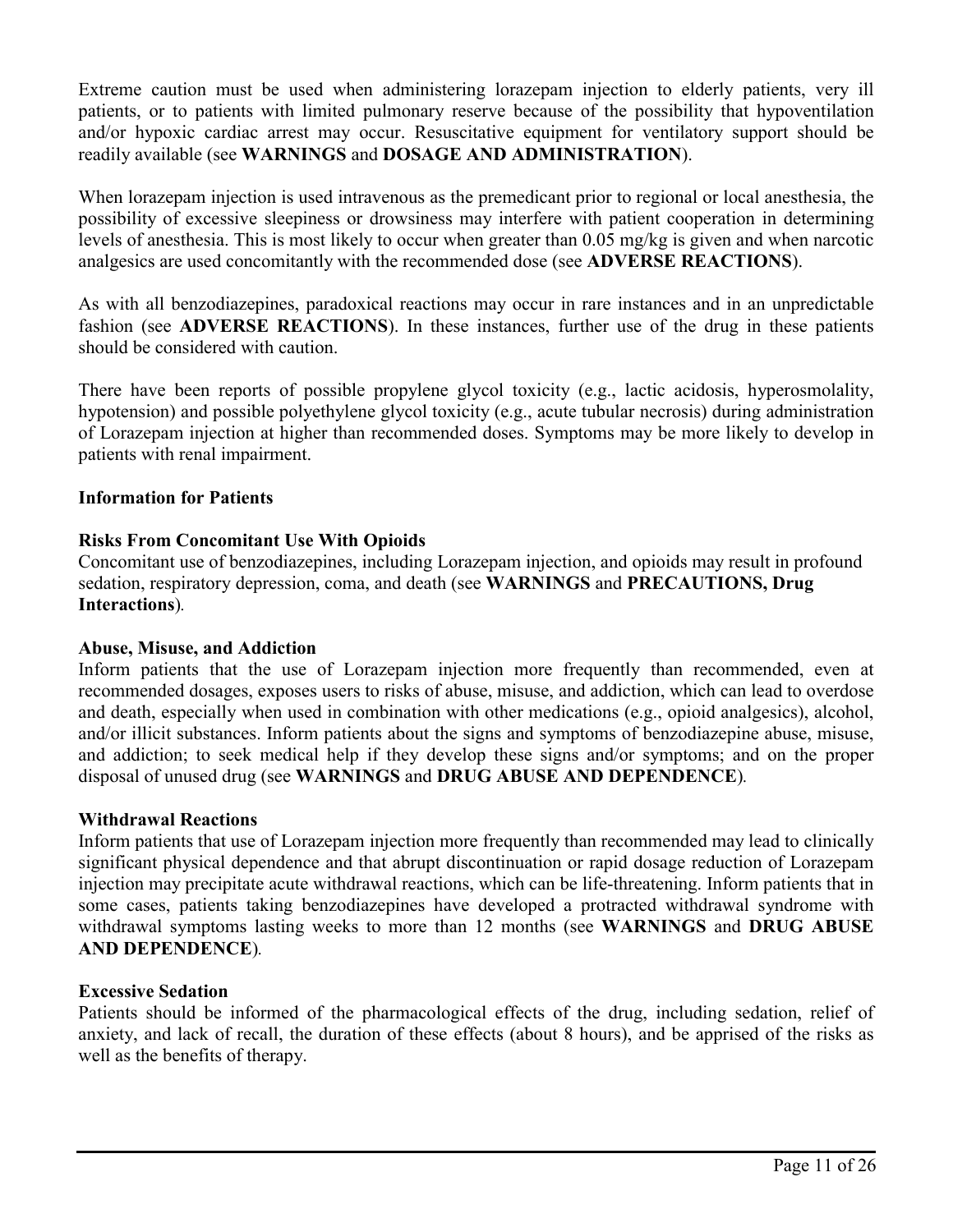Extreme caution must be used when administering lorazepam injection to elderly patients, very ill patients, or to patients with limited pulmonary reserve because of the possibility that hypoventilation and/or hypoxic cardiac arrest may occur. Resuscitative equipment for ventilatory support should be readily available (see **WARNINGS** and **DOSAGE AND ADMINISTRATION**).

When lorazepam injection is used intravenous as the premedicant prior to regional or local anesthesia, the possibility of excessive sleepiness or drowsiness may interfere with patient cooperation in determining levels of anesthesia. This is most likely to occur when greater than 0.05 mg/kg is given and when narcotic analgesics are used concomitantly with the recommended dose (see **ADVERSE REACTIONS**).

As with all benzodiazepines, paradoxical reactions may occur in rare instances and in an unpredictable fashion (see **ADVERSE REACTIONS**). In these instances, further use of the drug in these patients should be considered with caution.

There have been reports of possible propylene glycol toxicity (e.g., lactic acidosis, hyperosmolality, hypotension) and possible polyethylene glycol toxicity (e.g., acute tubular necrosis) during administration of Lorazepam injection at higher than recommended doses. Symptoms may be more likely to develop in patients with renal impairment.

**Information for Patients**

**Risks From Concomitant Use With Opioids**

Concomitant use of benzodiazepines, including Lorazepam injection, and opioids may result in profound sedation, respiratory depression, coma, and death (see **WARNINGS** and **PRECAUTIONS, Drug Interactions**).

**Abuse, Misuse, and Addiction**

Inform patients that the use of Lorazepam injection more frequently than recommended, even at recommended dosages, exposes users to risks of abuse, misuse, and addiction, which can lead to overdose and death, especially when used in combination with other medications (e.g., opioid analgesics), alcohol, and/or illicit substances. Inform patients about the signs and symptoms of benzodiazepine abuse, misuse, and addiction; to seek medical help if they develop these signs and/or symptoms; and on the proper disposal of unused drug (see **WARNINGS** and **DRUG ABUSE AND DEPENDENCE**).

**Withdrawal Reactions**

Inform patients that use of Lorazepam injection more frequently than recommended may lead to clinically significant physical dependence and that abrupt discontinuation or rapid dosage reduction of Lorazepam injection may precipitate acute withdrawal reactions, which can be life-threatening. Inform patients that in some cases, patients taking benzodiazepines have developed a protracted withdrawal syndrome with withdrawal symptoms lasting weeks to more than 12 months (see **WARNINGS** and **DRUG ABUSE AND DEPENDENCE**).

**Excessive Sedation**

Patients should be informed of the pharmacological effects of the drug, including sedation, relief of anxiety, and lack of recall, the duration of these effects (about 8 hours), and be apprised of the risks as well as the benefits of therapy.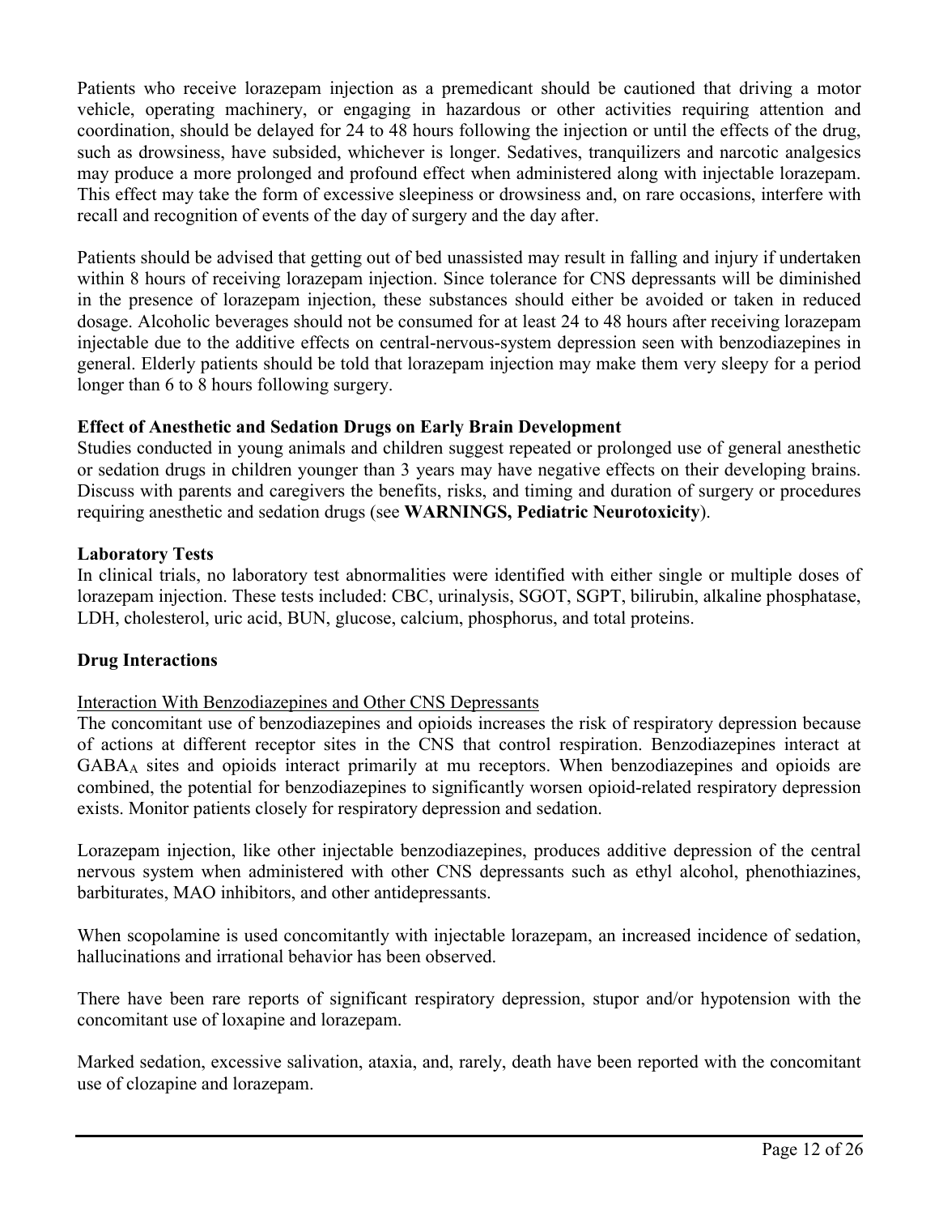Patients who receive lorazepam injection as a premedicant should be cautioned that driving a motor vehicle, operating machinery, or engaging in hazardous or other activities requiring attention and coordination, should be delayed for 24 to 48 hours following the injection or until the effects of the drug, such as drowsiness, have subsided, whichever is longer. Sedatives, tranquilizers and narcotic analgesics may produce a more prolonged and profound effect when administered along with injectable lorazepam. This effect may take the form of excessive sleepiness or drowsiness and, on rare occasions, interfere with recall and recognition of events of the day of surgery and the day after.

Patients should be advised that getting out of bed unassisted may result in falling and injury if undertaken within 8 hours of receiving lorazepam injection. Since tolerance for CNS depressants will be diminished in the presence of lorazepam injection, these substances should either be avoided or taken in reduced dosage. Alcoholic beverages should not be consumed for at least 24 to 48 hours after receiving lorazepam injectable due to the additive effects on central-nervous-system depression seen with benzodiazepines in general. Elderly patients should be told that lorazepam injection may make them very sleepy for a period longer than 6 to 8 hours following surgery.

**Effect of Anesthetic and Sedation Drugs on Early Brain Development**

Studies conducted in young animals and children suggest repeated or prolonged use of general anesthetic or sedation drugs in children younger than 3 years may have negative effects on their developing brains. Discuss with parents and caregivers the benefits, risks, and timing and duration of surgery or procedures requiring anesthetic and sedation drugs (see **WARNINGS, Pediatric Neurotoxicity**).

**Laboratory Tests**

In clinical trials, no laboratory test abnormalities were identified with either single or multiple doses of lorazepam injection. These tests included: CBC, urinalysis, SGOT, SGPT, bilirubin, alkaline phosphatase, LDH, cholesterol, uric acid, BUN, glucose, calcium, phosphorus, and total proteins.

**Drug Interactions**

Interaction With Benzodiazepines and Other CNS Depressants

The concomitant use of benzodiazepines and opioids increases the risk of respiratory depression because of actions at different receptor sites in the CNS that control respiration. Benzodiazepines interact at $GABA_A$ sites and opioids interact primarily at mu receptors. When benzodiazepines and opioids are combined, the potential for benzodiazepines to significantly worsen opioid-related respiratory depression exists. Monitor patients closely for respiratory depression and sedation.

Lorazepam injection, like other injectable benzodiazepines, produces additive depression of the central nervous system when administered with other CNS depressants such as ethyl alcohol, phenothiazines, barbiturates, MAO inhibitors, and other antidepressants.

When scopolamine is used concomitantly with injectable lorazepam, an increased incidence of sedation, hallucinations and irrational behavior has been observed.

There have been rare reports of significant respiratory depression, stupor and/or hypotension with the concomitant use of loxapine and lorazepam.

Marked sedation, excessive salivation, ataxia, and, rarely, death have been reported with the concomitant use of clozapine and lorazepam.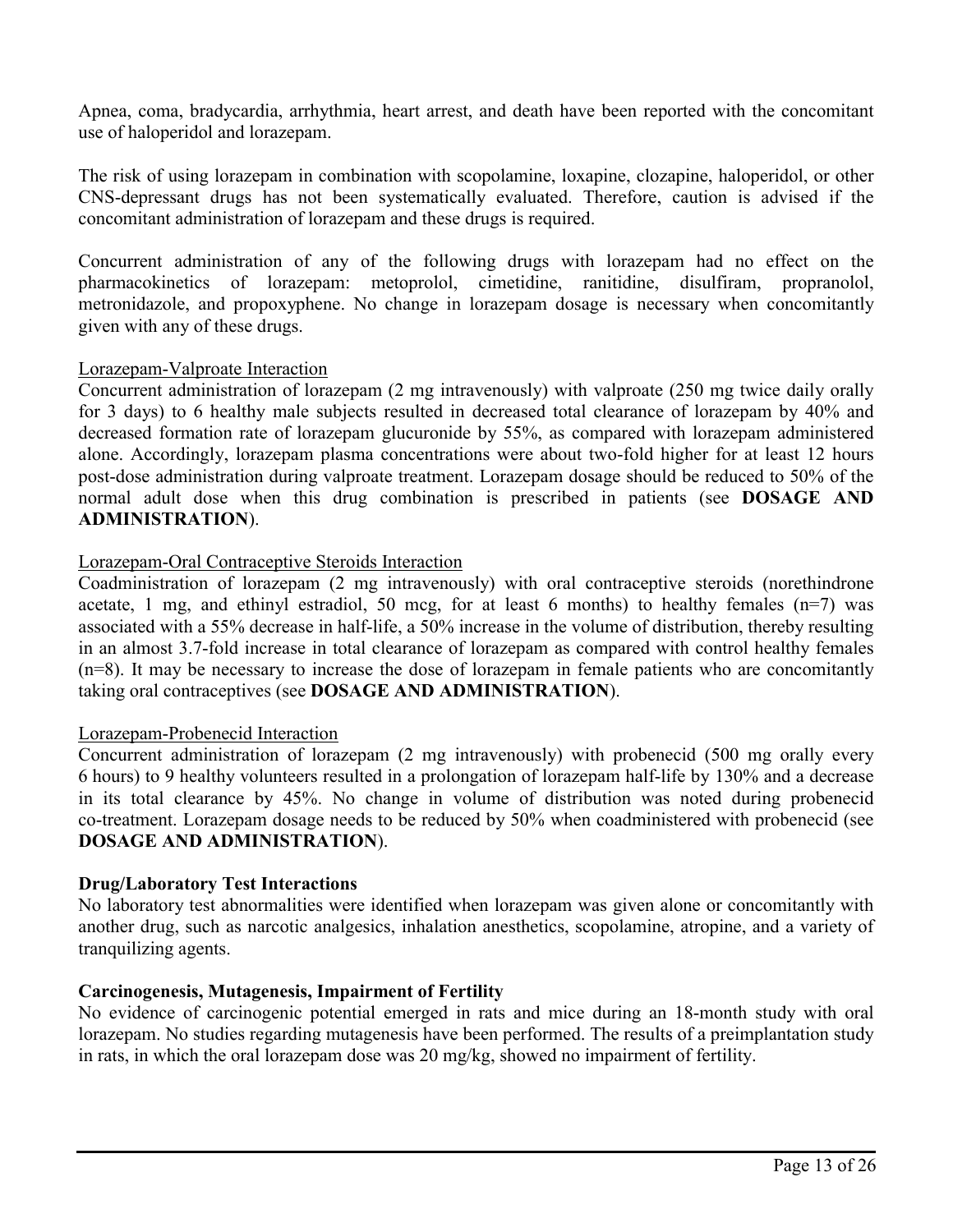Apnea, coma, bradycardia, arrhythmia, heart arrest, and death have been reported with the concomitant use of haloperidol and lorazepam.

The risk of using lorazepam in combination with scopolamine, loxapine, clozapine, haloperidol, or other CNS-depressant drugs has not been systematically evaluated. Therefore, caution is advised if the concomitant administration of lorazepam and these drugs is required.

Concurrent administration of any of the following drugs with lorazepam had no effect on the pharmacokinetics of lorazepam: metoprolol, cimetidine, ranitidine, disulfiram, propranolol, metronidazole, and propoxyphene. No change in lorazepam dosage is necessary when concomitantly given with any of these drugs.

<u>Lorazepam-Valproate Interaction</u>

Concurrent administration of lorazepam (2 mg intravenously) with valproate (250 mg twice daily orally for 3 days) to 6 healthy male subjects resulted in decreased total clearance of lorazepam by 40% and decreased formation rate of lorazepam glucuronide by 55%, as compared with lorazepam administered alone. Accordingly, lorazepam plasma concentrations were about two-fold higher for at least 12 hours post-dose administration during valproate treatment. Lorazepam dosage should be reduced to 50% of the normal adult dose when this drug combination is prescribed in patients (see **DOSAGE AND ADMINISTRATION**).

<u>Lorazepam-Oral Contraceptive Steroids Interaction</u>

Coadministration of lorazepam (2 mg intravenously) with oral contraceptive steroids (norethindrone acetate, 1 mg, and ethinyl estradiol, 50 mcg, for at least 6 months) to healthy females (n=7) was associated with a 55% decrease in half-life, a 50% increase in the volume of distribution, thereby resulting in an almost 3.7-fold increase in total clearance of lorazepam as compared with control healthy females (n=8). It may be necessary to increase the dose of lorazepam in female patients who are concomitantly taking oral contraceptives (see **DOSAGE AND ADMINISTRATION**).

<u>Lorazepam-Probenecid Interaction</u>

Concurrent administration of lorazepam (2 mg intravenously) with probenecid (500 mg orally every 6 hours) to 9 healthy volunteers resulted in a prolongation of lorazepam half-life by 130% and a decrease in its total clearance by 45%. No change in volume of distribution was noted during probenecid co-treatment. Lorazepam dosage needs to be reduced by 50% when coadministered with probenecid (see **DOSAGE AND ADMINISTRATION**).

**Drug/Laboratory Test Interactions**

No laboratory test abnormalities were identified when lorazepam was given alone or concomitantly with another drug, such as narcotic analgesics, inhalation anesthetics, scopolamine, atropine, and a variety of tranquilizing agents.

**Carcinogenesis, Mutagenesis, Impairment of Fertility**

No evidence of carcinogenic potential emerged in rats and mice during an 18-month study with oral lorazepam. No studies regarding mutagenesis have been performed. The results of a preimplantation study in rats, in which the oral lorazepam dose was 20 mg/kg, showed no impairment of fertility.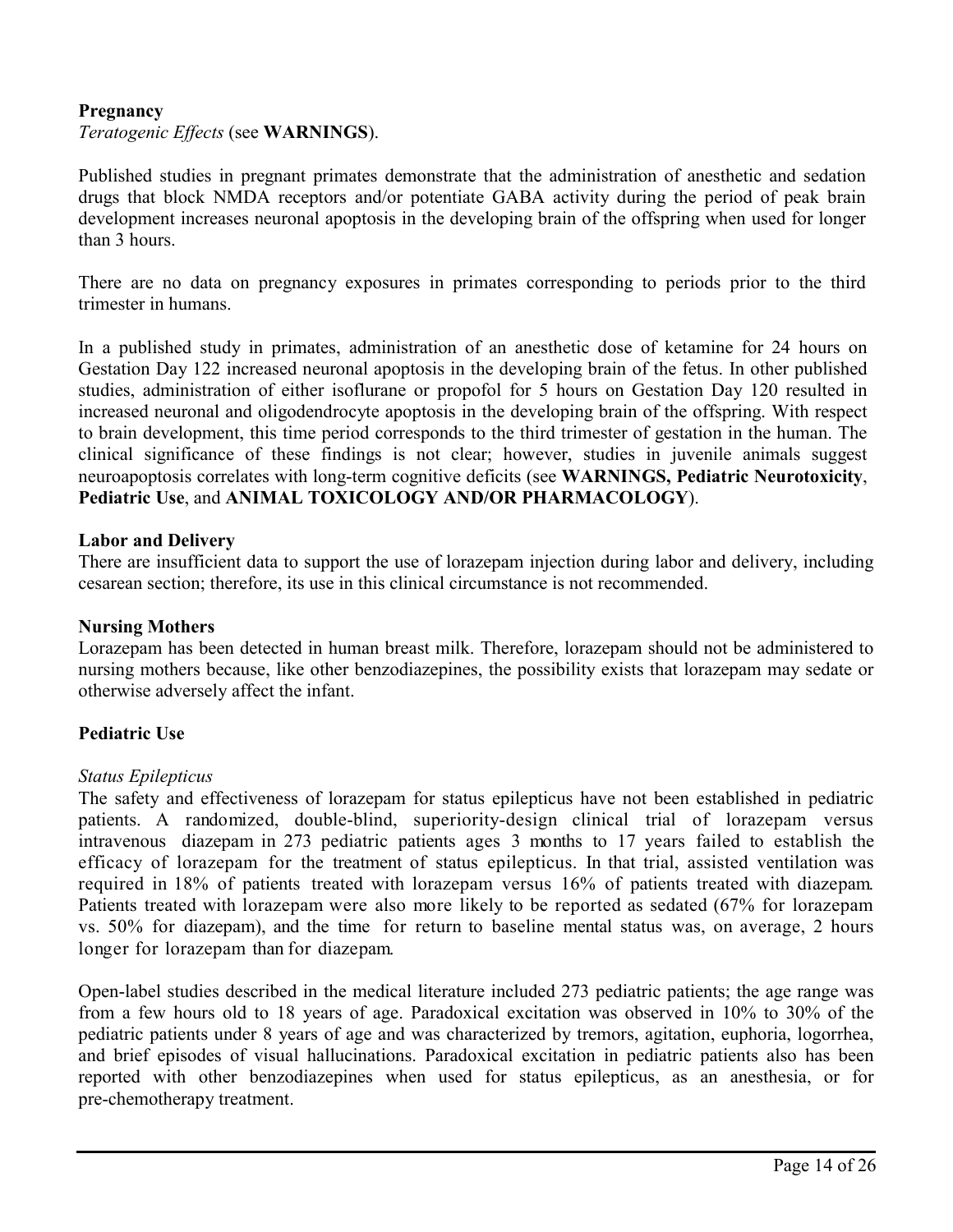**Pregnancy**

*Teratogenic Effects* (see **WARNINGS**).

Published studies in pregnant primates demonstrate that the administration of anesthetic and sedation drugs that block NMDA receptors and/or potentiate GABA activity during the period of peak brain development increases neuronal apoptosis in the developing brain of the offspring when used for longer than 3 hours.

There are no data on pregnancy exposures in primates corresponding to periods prior to the third trimester in humans.

In a published study in primates, administration of an anesthetic dose of ketamine for 24 hours on Gestation Day 122 increased neuronal apoptosis in the developing brain of the fetus. In other published studies, administration of either isoflurane or propofol for 5 hours on Gestation Day 120 resulted in increased neuronal and oligodendrocyte apoptosis in the developing brain of the offspring. With respect to brain development, this time period corresponds to the third trimester of gestation in the human. The clinical significance of these findings is not clear; however, studies in juvenile animals suggest neuroapoptosis correlates with long-term cognitive deficits (see **WARNINGS, Pediatric Neurotoxicity**, **Pediatric Use**, and **ANIMAL TOXICOLOGY AND/OR PHARMACOLOGY**).

**Labor and Delivery**

There are insufficient data to support the use of lorazepam injection during labor and delivery, including cesarean section; therefore, its use in this clinical circumstance is not recommended.

**Nursing Mothers**

Lorazepam has been detected in human breast milk. Therefore, lorazepam should not be administered to nursing mothers because, like other benzodiazepines, the possibility exists that lorazepam may sedate or otherwise adversely affect the infant.

**Pediatric Use**

*Status Epilepticus*

The safety and effectiveness of lorazepam for status epilepticus have not been established in pediatric patients. A randomized, double-blind, superiority-design clinical trial of lorazepam versus intravenous diazepam in 273 pediatric patients ages 3 months to 17 years failed to establish the efficacy of lorazepam for the treatment of status epilepticus. In that trial, assisted ventilation was required in 18% of patients treated with lorazepam versus 16% of patients treated with diazepam. Patients treated with lorazepam were also more likely to be reported as sedated (67% for lorazepam vs. 50% for diazepam), and the time for return to baseline mental status was, on average, 2 hours longer for lorazepam than for diazepam.

Open-label studies described in the medical literature included 273 pediatric patients; the age range was from a few hours old to 18 years of age. Paradoxical excitation was observed in 10% to 30% of the pediatric patients under 8 years of age and was characterized by tremors, agitation, euphoria, logorrhea, and brief episodes of visual hallucinations. Paradoxical excitation in pediatric patients also has been reported with other benzodiazepines when used for status epilepticus, as an anesthesia, or for pre-chemotherapy treatment.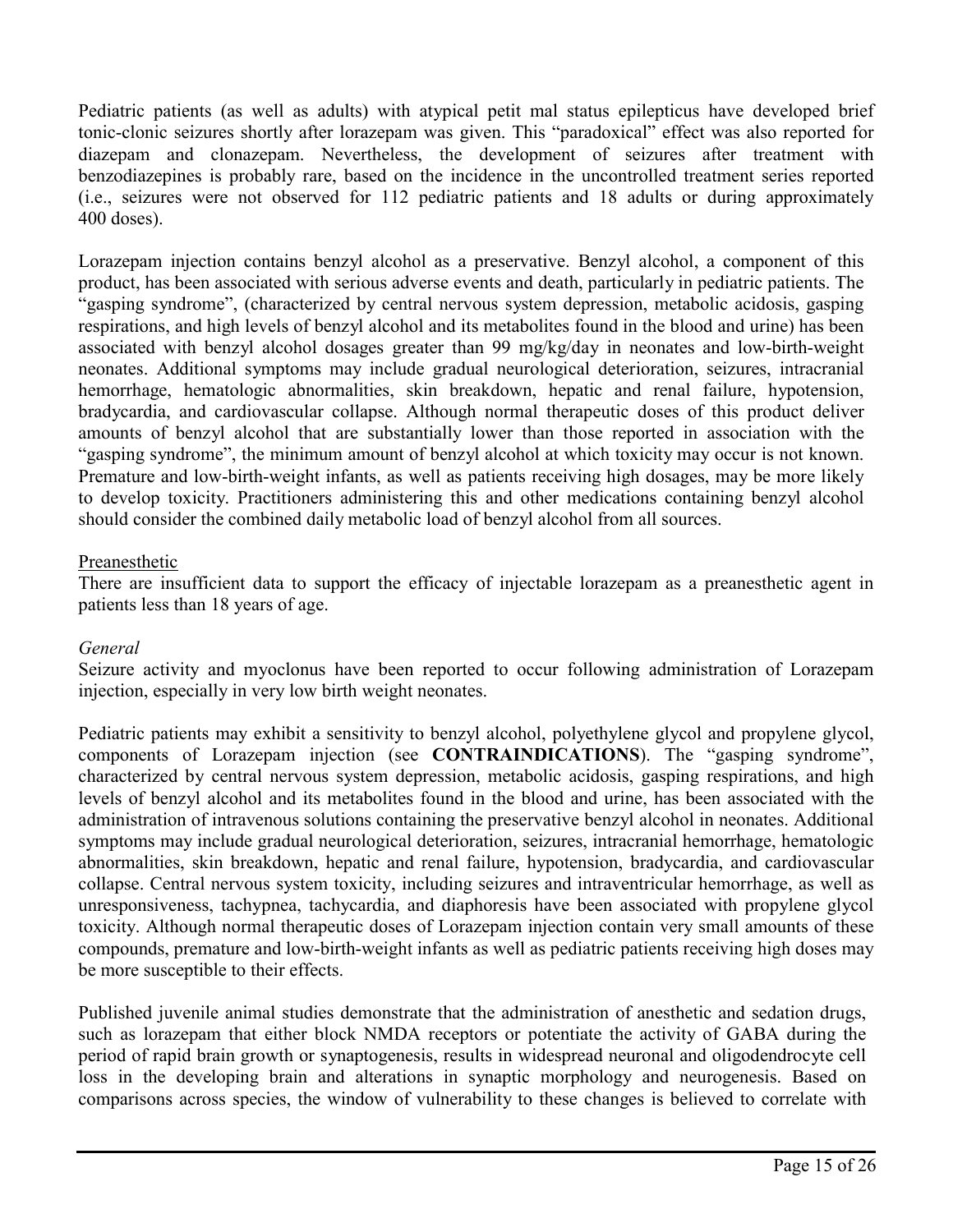Pediatric patients (as well as adults) with atypical petit mal status epilepticus have developed brief tonic-clonic seizures shortly after lorazepam was given. This "paradoxical" effect was also reported for diazepam and clonazepam. Nevertheless, the development of seizures after treatment with benzodiazepines is probably rare, based on the incidence in the uncontrolled treatment series reported (i.e., seizures were not observed for 112 pediatric patients and 18 adults or during approximately 400 doses).

Lorazepam injection contains benzyl alcohol as a preservative. Benzyl alcohol, a component of this product, has been associated with serious adverse events and death, particularly in pediatric patients. The "gasping syndrome", (characterized by central nervous system depression, metabolic acidosis, gasping respirations, and high levels of benzyl alcohol and its metabolites found in the blood and urine) has been associated with benzyl alcohol dosages greater than 99 mg/kg/day in neonates and low-birth-weight neonates. Additional symptoms may include gradual neurological deterioration, seizures, intracranial hemorrhage, hematologic abnormalities, skin breakdown, hepatic and renal failure, hypotension, bradycardia, and cardiovascular collapse. Although normal therapeutic doses of this product deliver amounts of benzyl alcohol that are substantially lower than those reported in association with the "gasping syndrome", the minimum amount of benzyl alcohol at which toxicity may occur is not known. Premature and low-birth-weight infants, as well as patients receiving high dosages, may be more likely to develop toxicity. Practitioners administering this and other medications containing benzyl alcohol should consider the combined daily metabolic load of benzyl alcohol from all sources.

Preanesthetic

There are insufficient data to support the efficacy of injectable lorazepam as a preanesthetic agent in patients less than 18 years of age.

*General*

Seizure activity and myoclonus have been reported to occur following administration of Lorazepam injection, especially in very low birth weight neonates.

Pediatric patients may exhibit a sensitivity to benzyl alcohol, polyethylene glycol and propylene glycol, components of Lorazepam injection (see **CONTRAINDICATIONS**). The "gasping syndrome", characterized by central nervous system depression, metabolic acidosis, gasping respirations, and high levels of benzyl alcohol and its metabolites found in the blood and urine, has been associated with the administration of intravenous solutions containing the preservative benzyl alcohol in neonates. Additional symptoms may include gradual neurological deterioration, seizures, intracranial hemorrhage, hematologic abnormalities, skin breakdown, hepatic and renal failure, hypotension, bradycardia, and cardiovascular collapse. Central nervous system toxicity, including seizures and intraventricular hemorrhage, as well as unresponsiveness, tachypnea, tachycardia, and diaphoresis have been associated with propylene glycol toxicity. Although normal therapeutic doses of Lorazepam injection contain very small amounts of these compounds, premature and low-birth-weight infants as well as pediatric patients receiving high doses may be more susceptible to their effects.

Published juvenile animal studies demonstrate that the administration of anesthetic and sedation drugs, such as lorazepam that either block NMDA receptors or potentiate the activity of GABA during the period of rapid brain growth or synaptogenesis, results in widespread neuronal and oligodendrocyte cell loss in the developing brain and alterations in synaptic morphology and neurogenesis. Based on comparisons across species, the window of vulnerability to these changes is believed to correlate with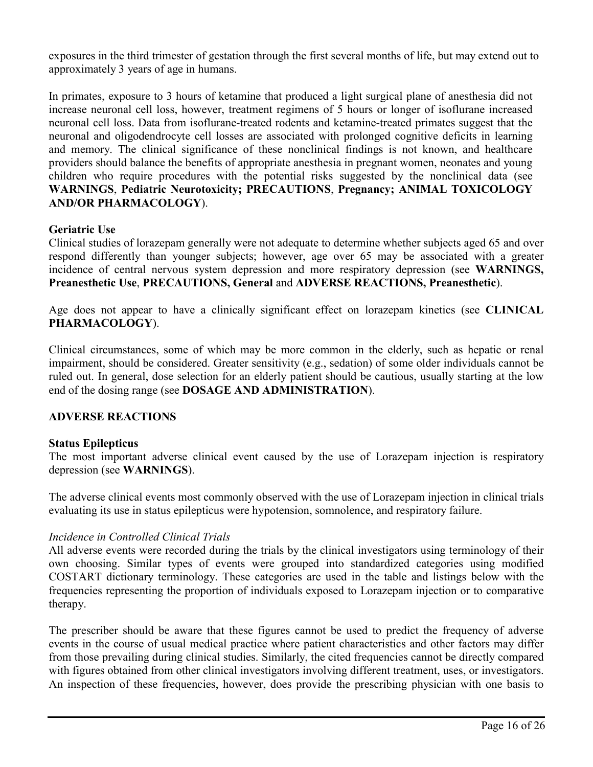exposures in the third trimester of gestation through the first several months of life, but may extend out to approximately 3 years of age in humans.

In primates, exposure to 3 hours of ketamine that produced a light surgical plane of anesthesia did not increase neuronal cell loss, however, treatment regimens of 5 hours or longer of isoflurane increased neuronal cell loss. Data from isoflurane-treated rodents and ketamine-treated primates suggest that the neuronal and oligodendrocyte cell losses are associated with prolonged cognitive deficits in learning and memory. The clinical significance of these nonclinical findings is not known, and healthcare providers should balance the benefits of appropriate anesthesia in pregnant women, neonates and young children who require procedures with the potential risks suggested by the nonclinical data (see **WARNINGS**, **Pediatric Neurotoxicity; PRECAUTIONS**, **Pregnancy; ANIMAL TOXICOLOGY AND/OR PHARMACOLOGY**).

**Geriatric Use**

Clinical studies of lorazepam generally were not adequate to determine whether subjects aged 65 and over respond differently than younger subjects; however, age over 65 may be associated with a greater incidence of central nervous system depression and more respiratory depression (see **WARNINGS, Preanesthetic Use**, **PRECAUTIONS, General** and **ADVERSE REACTIONS, Preanesthetic**).

Age does not appear to have a clinically significant effect on lorazepam kinetics (see **CLINICAL PHARMACOLOGY**).

Clinical circumstances, some of which may be more common in the elderly, such as hepatic or renal impairment, should be considered. Greater sensitivity (e.g., sedation) of some older individuals cannot be ruled out. In general, dose selection for an elderly patient should be cautious, usually starting at the low end of the dosing range (see **DOSAGE AND ADMINISTRATION**).

## ADVERSE REACTIONS

**Status Epilepticus**

The most important adverse clinical event caused by the use of Lorazepam injection is respiratory depression (see **WARNINGS**).

The adverse clinical events most commonly observed with the use of Lorazepam injection in clinical trials evaluating its use in status epilepticus were hypotension, somnolence, and respiratory failure.

*Incidence in Controlled Clinical Trials*

All adverse events were recorded during the trials by the clinical investigators using terminology of their own choosing. Similar types of events were grouped into standardized categories using modified COSTART dictionary terminology. These categories are used in the table and listings below with the frequencies representing the proportion of individuals exposed to Lorazepam injection or to comparative therapy.

The prescriber should be aware that these figures cannot be used to predict the frequency of adverse events in the course of usual medical practice where patient characteristics and other factors may differ from those prevailing during clinical studies. Similarly, the cited frequencies cannot be directly compared with figures obtained from other clinical investigators involving different treatment, uses, or investigators. An inspection of these frequencies, however, does provide the prescribing physician with one basis to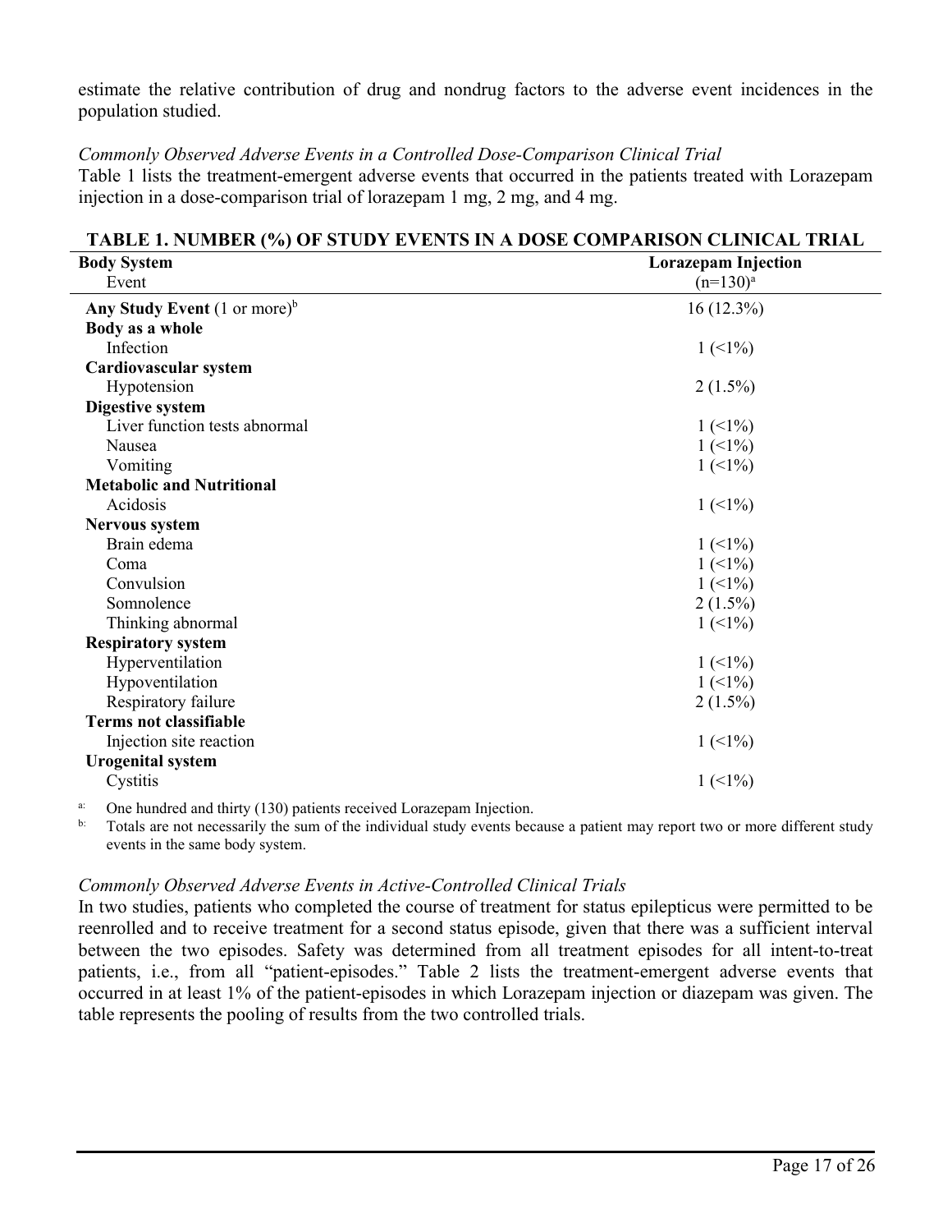estimate the relative contribution of drug and nondrug factors to the adverse event incidences in the population studied.

*Commonly Observed Adverse Events in a Controlled Dose-Comparison Clinical Trial*

Table 1 lists the treatment-emergent adverse events that occurred in the patients treated with Lorazepam injection in a dose-comparison trial of lorazepam 1 mg, 2 mg, and 4 mg.

**TABLE 1. NUMBER (%) OF STUDY EVENTS IN A DOSE COMPARISON CLINICAL TRIAL**

| **Body System**<br>Event | **Lorazepam Injection**<br>(n=130)[a] |
|---|---|
| **Any Study Event** (1 or more)[b] | 16 (12.3%) |
| **Body as a whole** | |
| Infection | 1 (<1%) |
| **Cardiovascular system** | |
| Hypotension | 2 (1.5%) |
| **Digestive system** | |
| Liver function tests abnormal | 1 (<1%) |
| Nausea | 1 (<1%) |
| Vomiting | 1 (<1%) |
| **Metabolic and Nutritional** | |
| Acidosis | 1 (<1%) |
| **Nervous system** | |
| Brain edema | 1 (<1%) |
| Coma | 1 (<1%) |
| Convulsion | 1 (<1%) |
| Somnolence | 2 (1.5%) |
| Thinking abnormal | 1 (<1%) |
| **Respiratory system** | |
| Hyperventilation | 1 (<1%) |
| Hypoventilation | 1 (<1%) |
| Respiratory failure | 2 (1.5%) |
| **Terms not classifiable** | |
| Injection site reaction | 1 (<1%) |
| **Urogenital system** | |
| Cystitis | 1 (<1%) |

a: One hundred and thirty (130) patients received Lorazepam Injection.

b: Totals are not necessarily the sum of the individual study events because a patient may report two or more different study events in the same body system.

*Commonly Observed Adverse Events in Active-Controlled Clinical Trials*

In two studies, patients who completed the course of treatment for status epilepticus were permitted to be reenrolled and to receive treatment for a second status episode, given that there was a sufficient interval between the two episodes. Safety was determined from all treatment episodes for all intent-to-treat patients, i.e., from all "patient-episodes." Table 2 lists the treatment-emergent adverse events that occurred in at least 1% of the patient-episodes in which Lorazepam injection or diazepam was given. The table represents the pooling of results from the two controlled trials.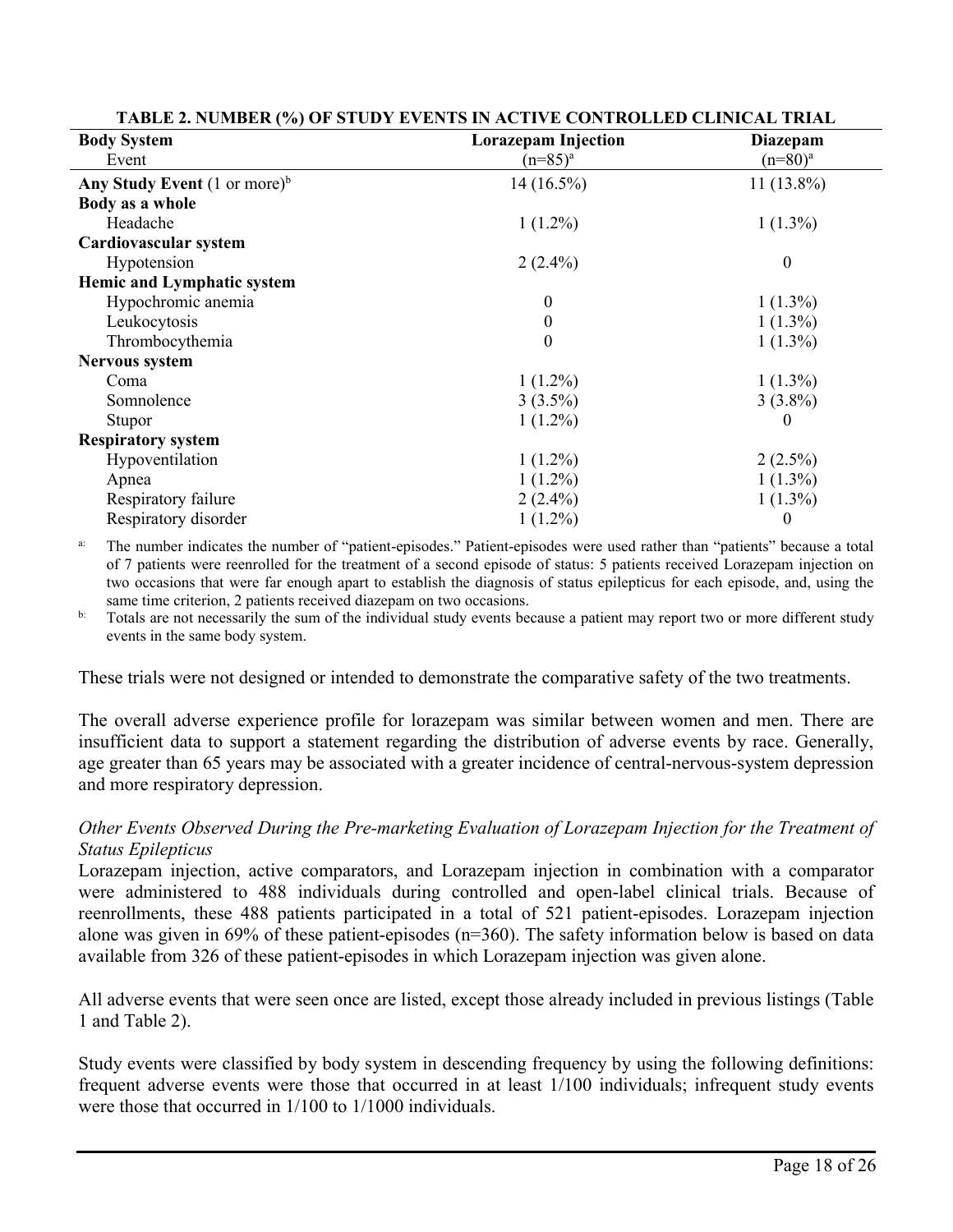**TABLE 2. NUMBER (%) OF STUDY EVENTS IN ACTIVE CONTROLLED CLINICAL TRIAL**

| Body System<br>Event | Lorazepam Injection<br>(n=85)[a] | Diazepam<br>(n=80)[a] |
|---|---|---|
| **Any Study Event** (1 or more)[b] | 14 (16.5%) | 11 (13.8%) |
| **Body as a whole** | | |
| Headache | 1 (1.2%) | 1 (1.3%) |
| **Cardiovascular system** | | |
| Hypotension | 2 (2.4%) | 0 |
| **Hemic and Lymphatic system** | | |
| Hypochromic anemia | 0 | 1 (1.3%) |
| Leukocytosis | 0 | 1 (1.3%) |
| Thrombocythemia | 0 | 1 (1.3%) |
| **Nervous system** | | |
| Coma | 1 (1.2%) | 1 (1.3%) |
| Somnolence | 3 (3.5%) | 3 (3.8%) |
| Stupor | 1 (1.2%) | 0 |
| **Respiratory system** | | |
| Hypoventilation | 1 (1.2%) | 2 (2.5%) |
| Apnea | 1 (1.2%) | 1 (1.3%) |
| Respiratory failure | 2 (2.4%) | 1 (1.3%) |
| Respiratory disorder | 1 (1.2%) | 0 |

a: The number indicates the number of "patient-episodes." Patient-episodes were used rather than "patients" because a total of 7 patients were reenrolled for the treatment of a second episode of status: 5 patients received Lorazepam injection on two occasions that were far enough apart to establish the diagnosis of status epilepticus for each episode, and, using the same time criterion, 2 patients received diazepam on two occasions.

b: Totals are not necessarily the sum of the individual study events because a patient may report two or more different study events in the same body system.

These trials were not designed or intended to demonstrate the comparative safety of the two treatments.

The overall adverse experience profile for lorazepam was similar between women and men. There are insufficient data to support a statement regarding the distribution of adverse events by race. Generally, age greater than 65 years may be associated with a greater incidence of central-nervous-system depression and more respiratory depression.

*Other Events Observed During the Pre-marketing Evaluation of Lorazepam Injection for the Treatment of Status Epilepticus*

Lorazepam injection, active comparators, and Lorazepam injection in combination with a comparator were administered to 488 individuals during controlled and open-label clinical trials. Because of reenrollments, these 488 patients participated in a total of 521 patient-episodes. Lorazepam injection alone was given in 69% of these patient-episodes (n=360). The safety information below is based on data available from 326 of these patient-episodes in which Lorazepam injection was given alone.

All adverse events that were seen once are listed, except those already included in previous listings (Table 1 and Table 2).

Study events were classified by body system in descending frequency by using the following definitions: frequent adverse events were those that occurred in at least 1/100 individuals; infrequent study events were those that occurred in 1/100 to 1/1000 individuals.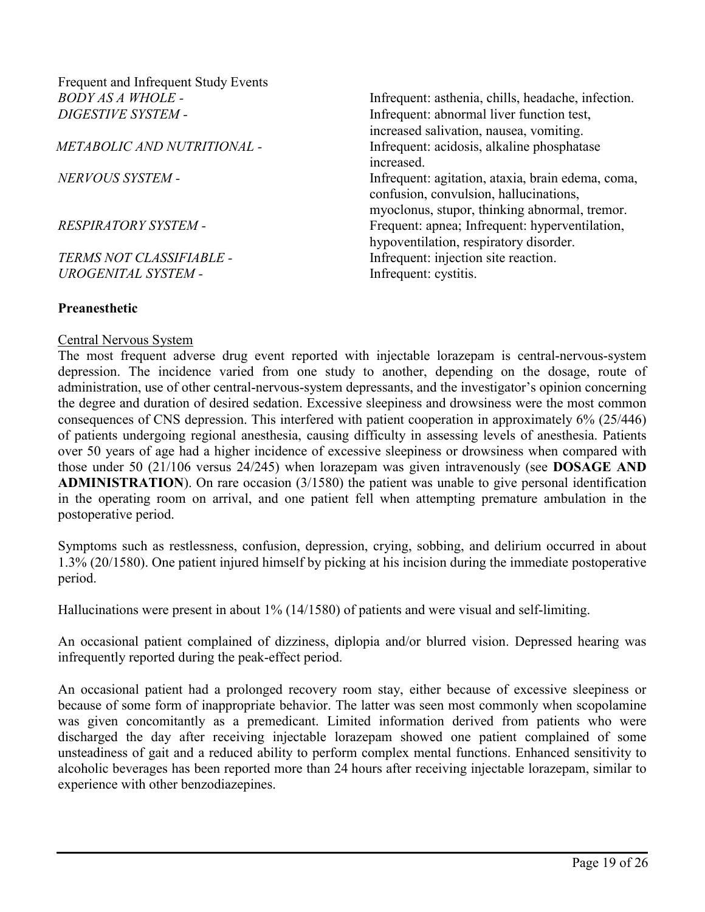Frequent and Infrequent Study Events

| | |
|---|---|
| *BODY AS A WHOLE -* | Infrequent: asthenia, chills, headache, infection. |
| *DIGESTIVE SYSTEM -* | Infrequent: abnormal liver function test, increased salivation, nausea, vomiting. |
| *METABOLIC AND NUTRITIONAL -* | Infrequent: acidosis, alkaline phosphatase increased. |
| *NERVOUS SYSTEM -* | Infrequent: agitation, ataxia, brain edema, coma, confusion, convulsion, hallucinations, myoclonus, stupor, thinking abnormal, tremor. |
| *RESPIRATORY SYSTEM -* | Frequent: apnea; Infrequent: hyperventilation, hypoventilation, respiratory disorder. |
| *TERMS NOT CLASSIFIABLE -* | Infrequent: injection site reaction. |
| *UROGENITAL SYSTEM -* | Infrequent: cystitis. |

**Preanesthetic**

Central Nervous System

The most frequent adverse drug event reported with injectable lorazepam is central-nervous-system depression. The incidence varied from one study to another, depending on the dosage, route of administration, use of other central-nervous-system depressants, and the investigator's opinion concerning the degree and duration of desired sedation. Excessive sleepiness and drowsiness were the most common consequences of CNS depression. This interfered with patient cooperation in approximately 6% (25/446) of patients undergoing regional anesthesia, causing difficulty in assessing levels of anesthesia. Patients over 50 years of age had a higher incidence of excessive sleepiness or drowsiness when compared with those under 50 (21/106 versus 24/245) when lorazepam was given intravenously (see **DOSAGE AND ADMINISTRATION**). On rare occasion (3/1580) the patient was unable to give personal identification in the operating room on arrival, and one patient fell when attempting premature ambulation in the postoperative period.

Symptoms such as restlessness, confusion, depression, crying, sobbing, and delirium occurred in about 1.3% (20/1580). One patient injured himself by picking at his incision during the immediate postoperative period.

Hallucinations were present in about 1% (14/1580) of patients and were visual and self-limiting.

An occasional patient complained of dizziness, diplopia and/or blurred vision. Depressed hearing was infrequently reported during the peak-effect period.

An occasional patient had a prolonged recovery room stay, either because of excessive sleepiness or because of some form of inappropriate behavior. The latter was seen most commonly when scopolamine was given concomitantly as a premedicant. Limited information derived from patients who were discharged the day after receiving injectable lorazepam showed one patient complained of some unsteadiness of gait and a reduced ability to perform complex mental functions. Enhanced sensitivity to alcoholic beverages has been reported more than 24 hours after receiving injectable lorazepam, similar to experience with other benzodiazepines.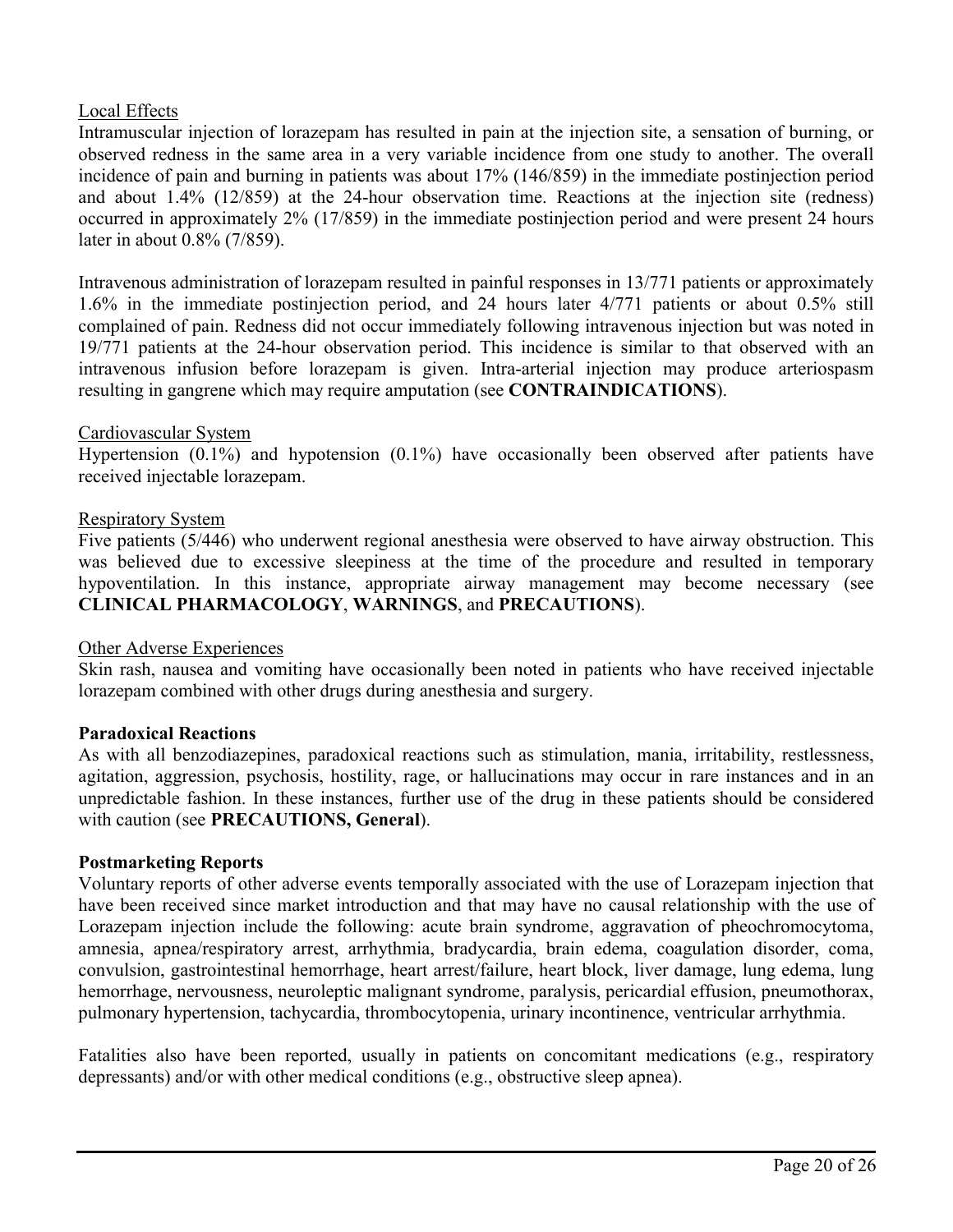Local Effects

Intramuscular injection of lorazepam has resulted in pain at the injection site, a sensation of burning, or observed redness in the same area in a very variable incidence from one study to another. The overall incidence of pain and burning in patients was about 17% (146/859) in the immediate postinjection period and about 1.4% (12/859) at the 24-hour observation time. Reactions at the injection site (redness) occurred in approximately 2% (17/859) in the immediate postinjection period and were present 24 hours later in about 0.8% (7/859).

Intravenous administration of lorazepam resulted in painful responses in 13/771 patients or approximately 1.6% in the immediate postinjection period, and 24 hours later 4/771 patients or about 0.5% still complained of pain. Redness did not occur immediately following intravenous injection but was noted in 19/771 patients at the 24-hour observation period. This incidence is similar to that observed with an intravenous infusion before lorazepam is given. Intra-arterial injection may produce arteriospasm resulting in gangrene which may require amputation (see **CONTRAINDICATIONS**).

Cardiovascular System

Hypertension (0.1%) and hypotension (0.1%) have occasionally been observed after patients have received injectable lorazepam.

Respiratory System

Five patients (5/446) who underwent regional anesthesia were observed to have airway obstruction. This was believed due to excessive sleepiness at the time of the procedure and resulted in temporary hypoventilation. In this instance, appropriate airway management may become necessary (see **CLINICAL PHARMACOLOGY**, **WARNINGS**, and **PRECAUTIONS**).

Other Adverse Experiences

Skin rash, nausea and vomiting have occasionally been noted in patients who have received injectable lorazepam combined with other drugs during anesthesia and surgery.

**Paradoxical Reactions**

As with all benzodiazepines, paradoxical reactions such as stimulation, mania, irritability, restlessness, agitation, aggression, psychosis, hostility, rage, or hallucinations may occur in rare instances and in an unpredictable fashion. In these instances, further use of the drug in these patients should be considered with caution (see **PRECAUTIONS, General**).

**Postmarketing Reports**

Voluntary reports of other adverse events temporally associated with the use of Lorazepam injection that have been received since market introduction and that may have no causal relationship with the use of Lorazepam injection include the following: acute brain syndrome, aggravation of pheochromocytoma, amnesia, apnea/respiratory arrest, arrhythmia, bradycardia, brain edema, coagulation disorder, coma, convulsion, gastrointestinal hemorrhage, heart arrest/failure, heart block, liver damage, lung edema, lung hemorrhage, nervousness, neuroleptic malignant syndrome, paralysis, pericardial effusion, pneumothorax, pulmonary hypertension, tachycardia, thrombocytopenia, urinary incontinence, ventricular arrhythmia.

Fatalities also have been reported, usually in patients on concomitant medications (e.g., respiratory depressants) and/or with other medical conditions (e.g., obstructive sleep apnea).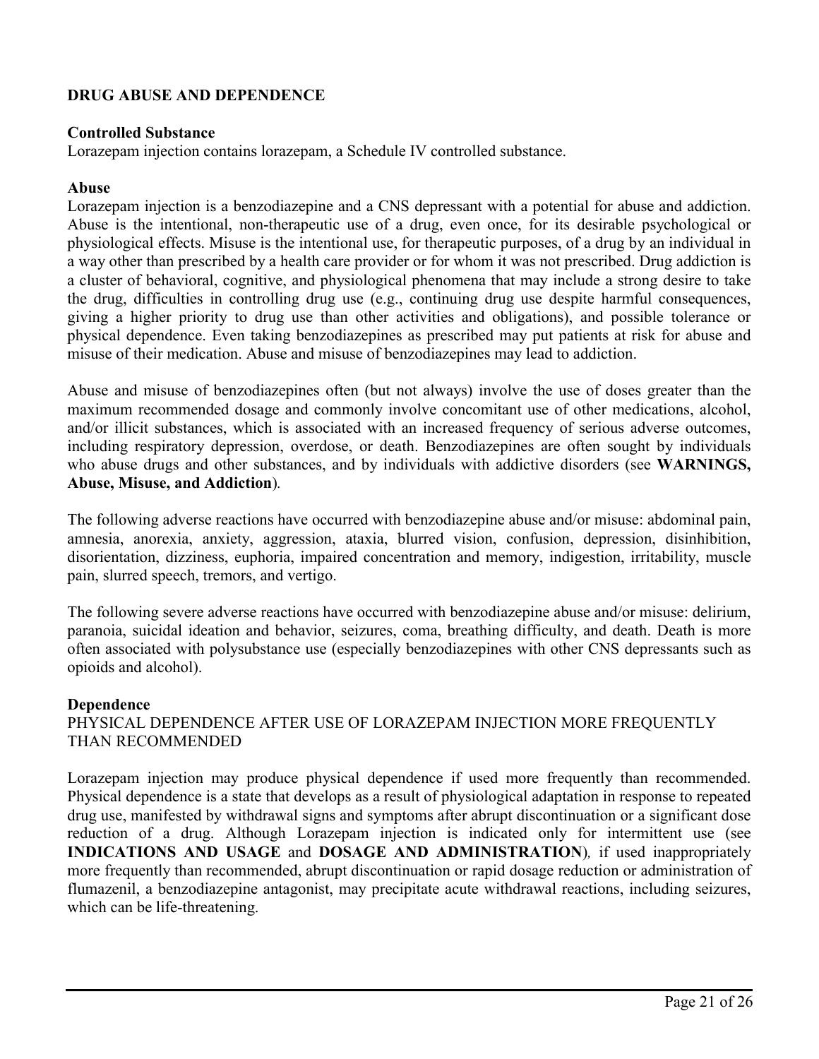## DRUG ABUSE AND DEPENDENCE

### Controlled Substance

Lorazepam injection contains lorazepam, a Schedule IV controlled substance.

### Abuse

Lorazepam injection is a benzodiazepine and a CNS depressant with a potential for abuse and addiction. Abuse is the intentional, non-therapeutic use of a drug, even once, for its desirable psychological or physiological effects. Misuse is the intentional use, for therapeutic purposes, of a drug by an individual in a way other than prescribed by a health care provider or for whom it was not prescribed. Drug addiction is a cluster of behavioral, cognitive, and physiological phenomena that may include a strong desire to take the drug, difficulties in controlling drug use (e.g., continuing drug use despite harmful consequences, giving a higher priority to drug use than other activities and obligations), and possible tolerance or physical dependence. Even taking benzodiazepines as prescribed may put patients at risk for abuse and misuse of their medication. Abuse and misuse of benzodiazepines may lead to addiction.

Abuse and misuse of benzodiazepines often (but not always) involve the use of doses greater than the maximum recommended dosage and commonly involve concomitant use of other medications, alcohol, and/or illicit substances, which is associated with an increased frequency of serious adverse outcomes, including respiratory depression, overdose, or death. Benzodiazepines are often sought by individuals who abuse drugs and other substances, and by individuals with addictive disorders (see **WARNINGS, Abuse, Misuse, and Addiction**).

The following adverse reactions have occurred with benzodiazepine abuse and/or misuse: abdominal pain, amnesia, anorexia, anxiety, aggression, ataxia, blurred vision, confusion, depression, disinhibition, disorientation, dizziness, euphoria, impaired concentration and memory, indigestion, irritability, muscle pain, slurred speech, tremors, and vertigo.

The following severe adverse reactions have occurred with benzodiazepine abuse and/or misuse: delirium, paranoia, suicidal ideation and behavior, seizures, coma, breathing difficulty, and death. Death is more often associated with polysubstance use (especially benzodiazepines with other CNS depressants such as opioids and alcohol).

### Dependence

PHYSICAL DEPENDENCE AFTER USE OF LORAZEPAM INJECTION MORE FREQUENTLY THAN RECOMMENDED

Lorazepam injection may produce physical dependence if used more frequently than recommended. Physical dependence is a state that develops as a result of physiological adaptation in response to repeated drug use, manifested by withdrawal signs and symptoms after abrupt discontinuation or a significant dose reduction of a drug. Although Lorazepam injection is indicated only for intermittent use (see **INDICATIONS AND USAGE** and **DOSAGE AND ADMINISTRATION**), if used inappropriately more frequently than recommended, abrupt discontinuation or rapid dosage reduction or administration of flumazenil, a benzodiazepine antagonist, may precipitate acute withdrawal reactions, including seizures, which can be life-threatening.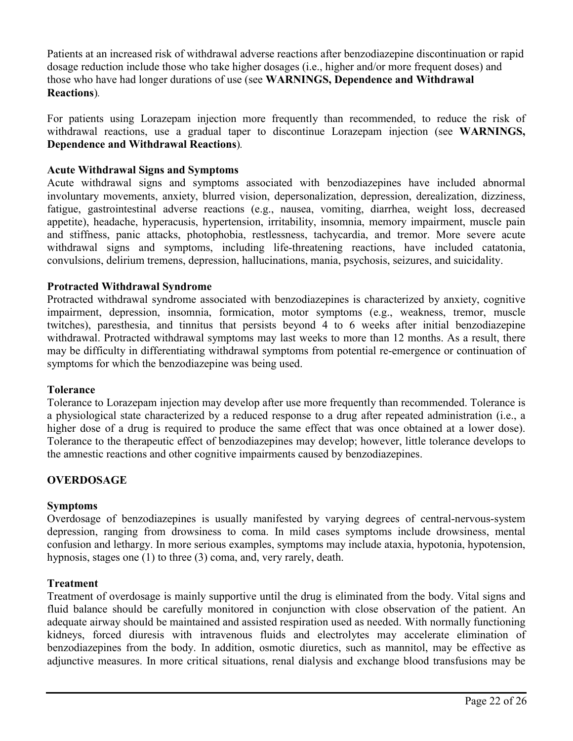Patients at an increased risk of withdrawal adverse reactions after benzodiazepine discontinuation or rapid dosage reduction include those who take higher dosages (i.e., higher and/or more frequent doses) and those who have had longer durations of use (see **WARNINGS, Dependence and Withdrawal Reactions**).

For patients using Lorazepam injection more frequently than recommended, to reduce the risk of withdrawal reactions, use a gradual taper to discontinue Lorazepam injection (see **WARNINGS, Dependence and Withdrawal Reactions**).

**Acute Withdrawal Signs and Symptoms**

Acute withdrawal signs and symptoms associated with benzodiazepines have included abnormal involuntary movements, anxiety, blurred vision, depersonalization, depression, derealization, dizziness, fatigue, gastrointestinal adverse reactions (e.g., nausea, vomiting, diarrhea, weight loss, decreased appetite), headache, hyperacusis, hypertension, irritability, insomnia, memory impairment, muscle pain and stiffness, panic attacks, photophobia, restlessness, tachycardia, and tremor. More severe acute withdrawal signs and symptoms, including life-threatening reactions, have included catatonia, convulsions, delirium tremens, depression, hallucinations, mania, psychosis, seizures, and suicidality.

**Protracted Withdrawal Syndrome**

Protracted withdrawal syndrome associated with benzodiazepines is characterized by anxiety, cognitive impairment, depression, insomnia, formication, motor symptoms (e.g., weakness, tremor, muscle twitches), paresthesia, and tinnitus that persists beyond 4 to 6 weeks after initial benzodiazepine withdrawal. Protracted withdrawal symptoms may last weeks to more than 12 months. As a result, there may be difficulty in differentiating withdrawal symptoms from potential re-emergence or continuation of symptoms for which the benzodiazepine was being used.

**Tolerance**

Tolerance to Lorazepam injection may develop after use more frequently than recommended. Tolerance is a physiological state characterized by a reduced response to a drug after repeated administration (i.e., a higher dose of a drug is required to produce the same effect that was once obtained at a lower dose). Tolerance to the therapeutic effect of benzodiazepines may develop; however, little tolerance develops to the amnestic reactions and other cognitive impairments caused by benzodiazepines.

## OVERDOSAGE

**Symptoms**

Overdosage of benzodiazepines is usually manifested by varying degrees of central-nervous-system depression, ranging from drowsiness to coma. In mild cases symptoms include drowsiness, mental confusion and lethargy. In more serious examples, symptoms may include ataxia, hypotonia, hypotension, hypnosis, stages one (1) to three (3) coma, and, very rarely, death.

**Treatment**

Treatment of overdosage is mainly supportive until the drug is eliminated from the body. Vital signs and fluid balance should be carefully monitored in conjunction with close observation of the patient. An adequate airway should be maintained and assisted respiration used as needed. With normally functioning kidneys, forced diuresis with intravenous fluids and electrolytes may accelerate elimination of benzodiazepines from the body. In addition, osmotic diuretics, such as mannitol, may be effective as adjunctive measures. In more critical situations, renal dialysis and exchange blood transfusions may be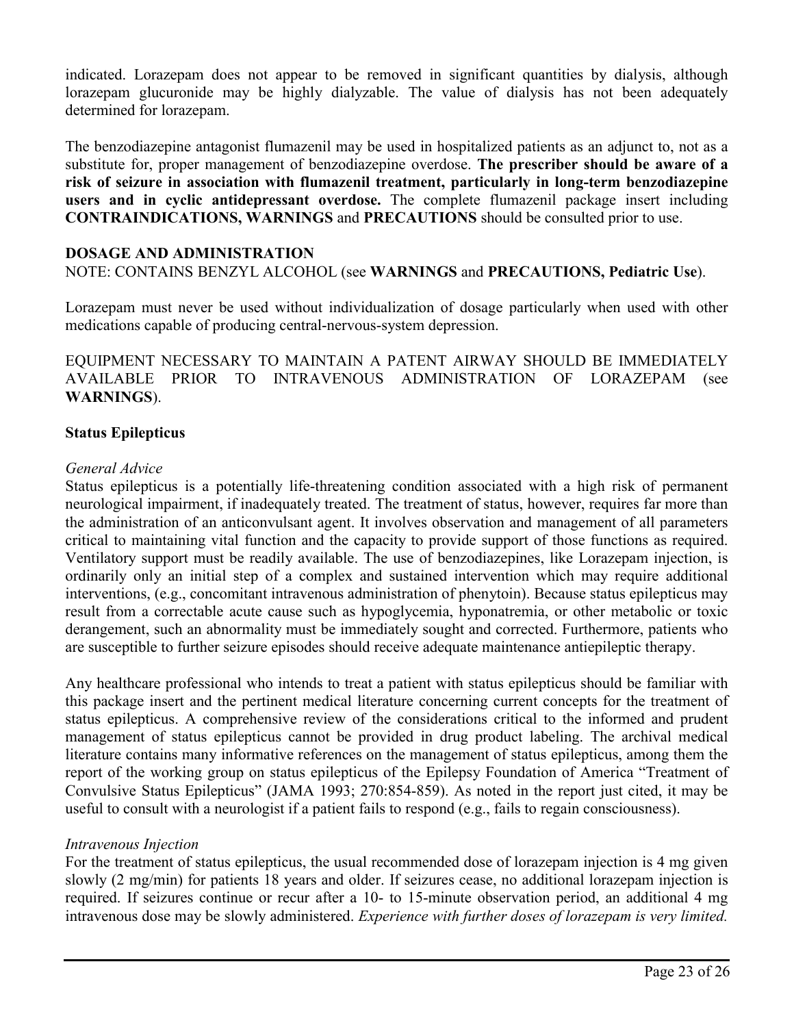indicated. Lorazepam does not appear to be removed in significant quantities by dialysis, although lorazepam glucuronide may be highly dialyzable. The value of dialysis has not been adequately determined for lorazepam.

The benzodiazepine antagonist flumazenil may be used in hospitalized patients as an adjunct to, not as a substitute for, proper management of benzodiazepine overdose. **The prescriber should be aware of a risk of seizure in association with flumazenil treatment, particularly in long-term benzodiazepine users and in cyclic antidepressant overdose.** The complete flumazenil package insert including **CONTRAINDICATIONS, WARNINGS** and **PRECAUTIONS** should be consulted prior to use.

## DOSAGE AND ADMINISTRATION

NOTE: CONTAINS BENZYL ALCOHOL (see **WARNINGS** and **PRECAUTIONS, Pediatric Use**).

Lorazepam must never be used without individualization of dosage particularly when used with other medications capable of producing central-nervous-system depression.

EQUIPMENT NECESSARY TO MAINTAIN A PATENT AIRWAY SHOULD BE IMMEDIATELY AVAILABLE PRIOR TO INTRAVENOUS ADMINISTRATION OF LORAZEPAM (see **WARNINGS**).

### Status Epilepticus

*General Advice*

Status epilepticus is a potentially life-threatening condition associated with a high risk of permanent neurological impairment, if inadequately treated. The treatment of status, however, requires far more than the administration of an anticonvulsant agent. It involves observation and management of all parameters critical to maintaining vital function and the capacity to provide support of those functions as required. Ventilatory support must be readily available. The use of benzodiazepines, like Lorazepam injection, is ordinarily only an initial step of a complex and sustained intervention which may require additional interventions, (e.g., concomitant intravenous administration of phenytoin). Because status epilepticus may result from a correctable acute cause such as hypoglycemia, hyponatremia, or other metabolic or toxic derangement, such an abnormality must be immediately sought and corrected. Furthermore, patients who are susceptible to further seizure episodes should receive adequate maintenance antiepileptic therapy.

Any healthcare professional who intends to treat a patient with status epilepticus should be familiar with this package insert and the pertinent medical literature concerning current concepts for the treatment of status epilepticus. A comprehensive review of the considerations critical to the informed and prudent management of status epilepticus cannot be provided in drug product labeling. The archival medical literature contains many informative references on the management of status epilepticus, among them the report of the working group on status epilepticus of the Epilepsy Foundation of America "Treatment of Convulsive Status Epilepticus" (JAMA 1993; 270:854-859). As noted in the report just cited, it may be useful to consult with a neurologist if a patient fails to respond (e.g., fails to regain consciousness).

*Intravenous Injection*

For the treatment of status epilepticus, the usual recommended dose of lorazepam injection is 4 mg given slowly (2 mg/min) for patients 18 years and older. If seizures cease, no additional lorazepam injection is required. If seizures continue or recur after a 10- to 15-minute observation period, an additional 4 mg intravenous dose may be slowly administered. *Experience with further doses of lorazepam is very limited.*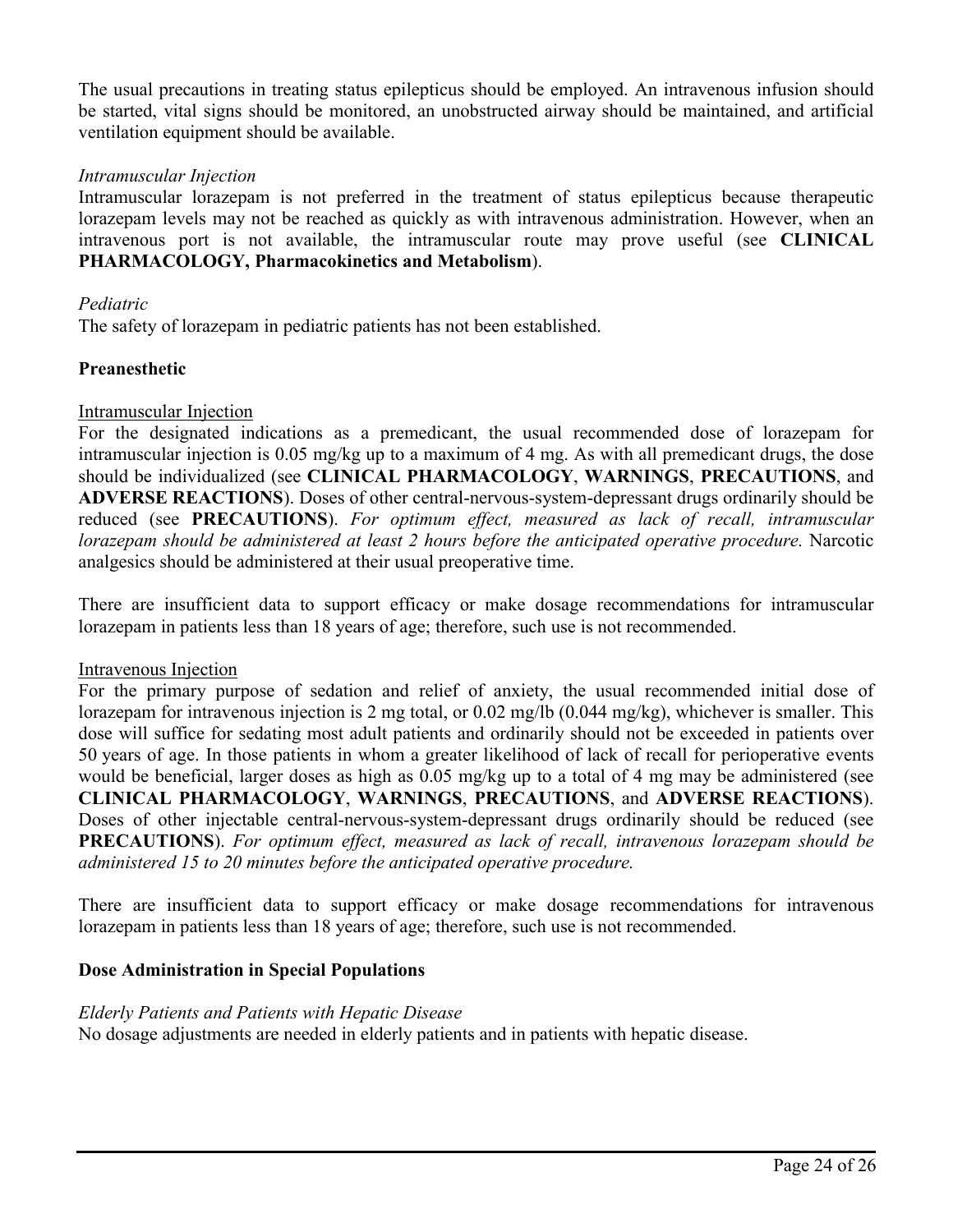The usual precautions in treating status epilepticus should be employed. An intravenous infusion should be started, vital signs should be monitored, an unobstructed airway should be maintained, and artificial ventilation equipment should be available.

*Intramuscular Injection*

Intramuscular lorazepam is not preferred in the treatment of status epilepticus because therapeutic lorazepam levels may not be reached as quickly as with intravenous administration. However, when an intravenous port is not available, the intramuscular route may prove useful (see **CLINICAL PHARMACOLOGY, Pharmacokinetics and Metabolism**).

*Pediatric*

The safety of lorazepam in pediatric patients has not been established.

**Preanesthetic**

Intramuscular Injection

For the designated indications as a premedicant, the usual recommended dose of lorazepam for intramuscular injection is 0.05 mg/kg up to a maximum of 4 mg. As with all premedicant drugs, the dose should be individualized (see **CLINICAL PHARMACOLOGY**, **WARNINGS**, **PRECAUTIONS**, and **ADVERSE REACTIONS**). Doses of other central-nervous-system-depressant drugs ordinarily should be reduced (see **PRECAUTIONS**). *For optimum effect, measured as lack of recall, intramuscular lorazepam should be administered at least 2 hours before the anticipated operative procedure.* Narcotic analgesics should be administered at their usual preoperative time.

There are insufficient data to support efficacy or make dosage recommendations for intramuscular lorazepam in patients less than 18 years of age; therefore, such use is not recommended.

Intravenous Injection

For the primary purpose of sedation and relief of anxiety, the usual recommended initial dose of lorazepam for intravenous injection is 2 mg total, or 0.02 mg/lb (0.044 mg/kg), whichever is smaller. This dose will suffice for sedating most adult patients and ordinarily should not be exceeded in patients over 50 years of age. In those patients in whom a greater likelihood of lack of recall for perioperative events would be beneficial, larger doses as high as 0.05 mg/kg up to a total of 4 mg may be administered (see **CLINICAL PHARMACOLOGY**, **WARNINGS**, **PRECAUTIONS**, and **ADVERSE REACTIONS**). Doses of other injectable central-nervous-system-depressant drugs ordinarily should be reduced (see **PRECAUTIONS**). *For optimum effect, measured as lack of recall, intravenous lorazepam should be administered 15 to 20 minutes before the anticipated operative procedure.*

There are insufficient data to support efficacy or make dosage recommendations for intravenous lorazepam in patients less than 18 years of age; therefore, such use is not recommended.

**Dose Administration in Special Populations**

*Elderly Patients and Patients with Hepatic Disease*

No dosage adjustments are needed in elderly patients and in patients with hepatic disease.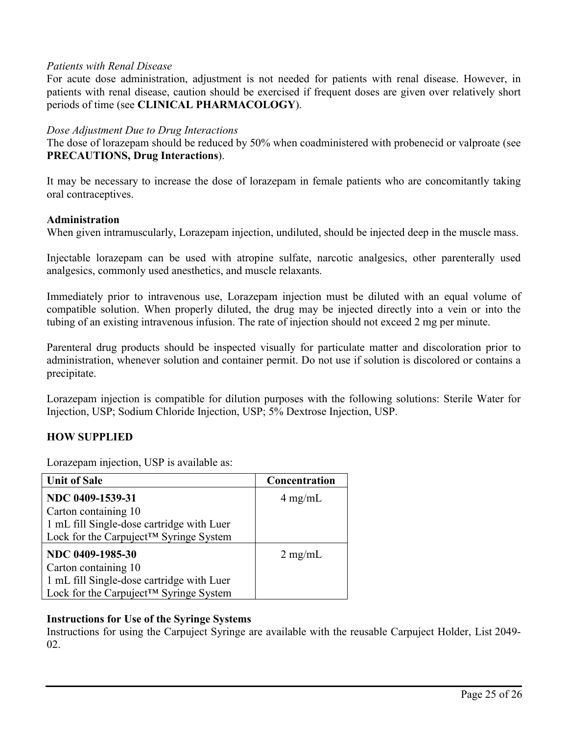*Patients with Renal Disease*
For acute dose administration, adjustment is not needed for patients with renal disease. However, in patients with renal disease, caution should be exercised if frequent doses are given over relatively short periods of time (see **CLINICAL PHARMACOLOGY**).

*Dose Adjustment Due to Drug Interactions*
The dose of lorazepam should be reduced by 50% when coadministered with probenecid or valproate (see **PRECAUTIONS, Drug Interactions**).

It may be necessary to increase the dose of lorazepam in female patients who are concomitantly taking oral contraceptives.

**Administration**
When given intramuscularly, Lorazepam injection, undiluted, should be injected deep in the muscle mass.

Injectable lorazepam can be used with atropine sulfate, narcotic analgesics, other parenterally used analgesics, commonly used anesthetics, and muscle relaxants.

Immediately prior to intravenous use, Lorazepam injection must be diluted with an equal volume of compatible solution. When properly diluted, the drug may be injected directly into a vein or into the tubing of an existing intravenous infusion. The rate of injection should not exceed 2 mg per minute.

Parenteral drug products should be inspected visually for particulate matter and discoloration prior to administration, whenever solution and container permit. Do not use if solution is discolored or contains a precipitate.

Lorazepam injection is compatible for dilution purposes with the following solutions: Sterile Water for Injection, USP; Sodium Chloride Injection, USP; 5% Dextrose Injection, USP.

## HOW SUPPLIED

Lorazepam injection, USP is available as:

| Unit of Sale | Concentration |
|---|---|
| **NDC 0409-1539-31**<br>Carton containing 10<br>1 mL fill Single-dose cartridge with Luer Lock for the Carpuject™ Syringe System | 4 mg/mL |
| **NDC 0409-1985-30**<br>Carton containing 10<br>1 mL fill Single-dose cartridge with Luer Lock for the Carpuject™ Syringe System | 2 mg/mL |

**Instructions for Use of the Syringe Systems**
Instructions for using the Carpuject Syringe are available with the reusable Carpuject Holder, List 2049-02.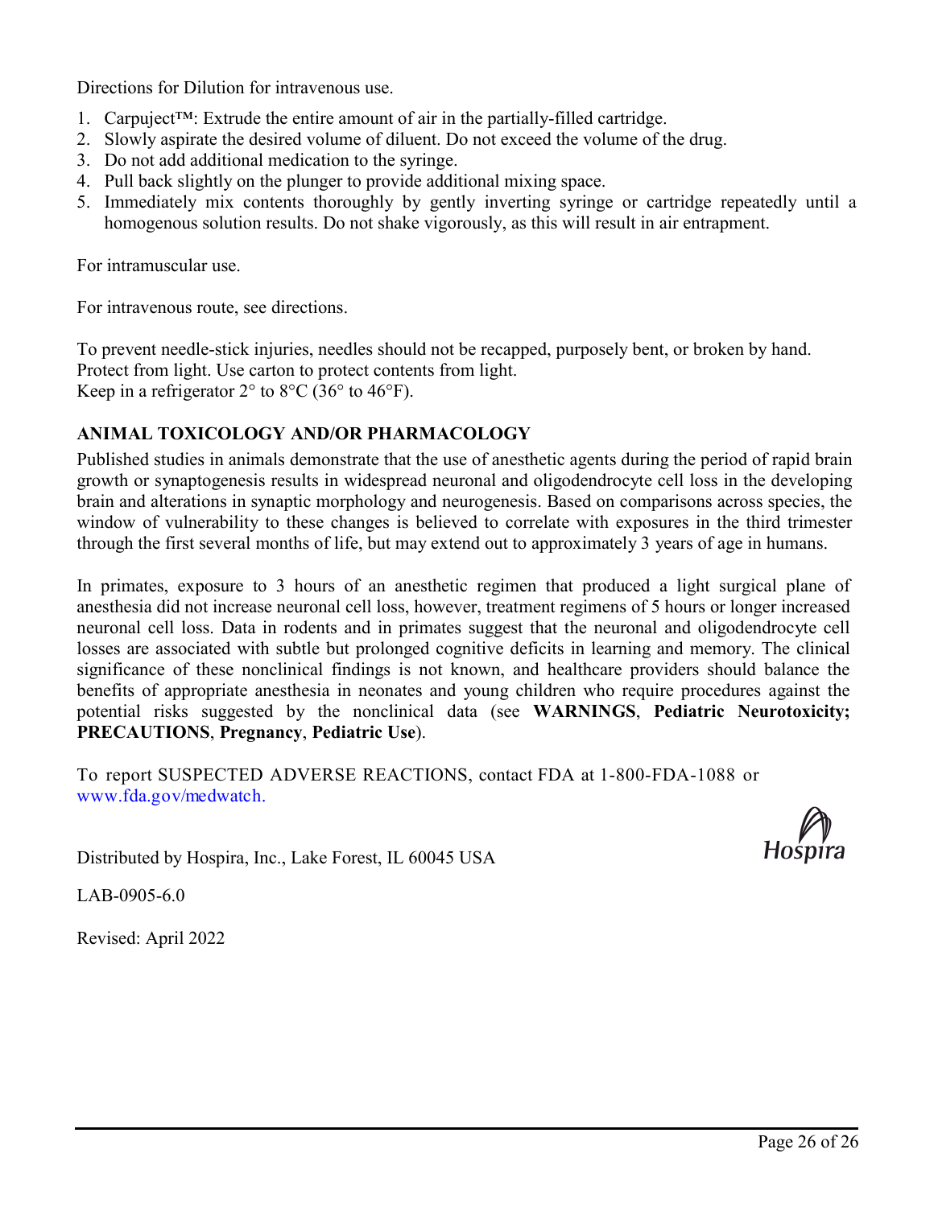Directions for Dilution for intravenous use.

1. Carpuject™: Extrude the entire amount of air in the partially-filled cartridge.
2. Slowly aspirate the desired volume of diluent. Do not exceed the volume of the drug.
3. Do not add additional medication to the syringe.
4. Pull back slightly on the plunger to provide additional mixing space.
5. Immediately mix contents thoroughly by gently inverting syringe or cartridge repeatedly until a homogenous solution results. Do not shake vigorously, as this will result in air entrapment.

For intramuscular use.

For intravenous route, see directions.

To prevent needle-stick injuries, needles should not be recapped, purposely bent, or broken by hand.
Protect from light. Use carton to protect contents from light.
Keep in a refrigerator 2° to 8°C (36° to 46°F).

## ANIMAL TOXICOLOGY AND/OR PHARMACOLOGY

Published studies in animals demonstrate that the use of anesthetic agents during the period of rapid brain growth or synaptogenesis results in widespread neuronal and oligodendrocyte cell loss in the developing brain and alterations in synaptic morphology and neurogenesis. Based on comparisons across species, the window of vulnerability to these changes is believed to correlate with exposures in the third trimester through the first several months of life, but may extend out to approximately 3 years of age in humans.

In primates, exposure to 3 hours of an anesthetic regimen that produced a light surgical plane of anesthesia did not increase neuronal cell loss, however, treatment regimens of 5 hours or longer increased neuronal cell loss. Data in rodents and in primates suggest that the neuronal and oligodendrocyte cell losses are associated with subtle but prolonged cognitive deficits in learning and memory. The clinical significance of these nonclinical findings is not known, and healthcare providers should balance the benefits of appropriate anesthesia in neonates and young children who require procedures against the potential risks suggested by the nonclinical data (see **WARNINGS**, **Pediatric Neurotoxicity; PRECAUTIONS**, **Pregnancy**, **Pediatric Use**).

To report SUSPECTED ADVERSE REACTIONS, contact FDA at 1-800-FDA-1088 or www.fda.gov/medwatch.

Distributed by Hospira, Inc., Lake Forest, IL 60045 USA

Hospira

LAB-0905-6.0

Revised: April 2022